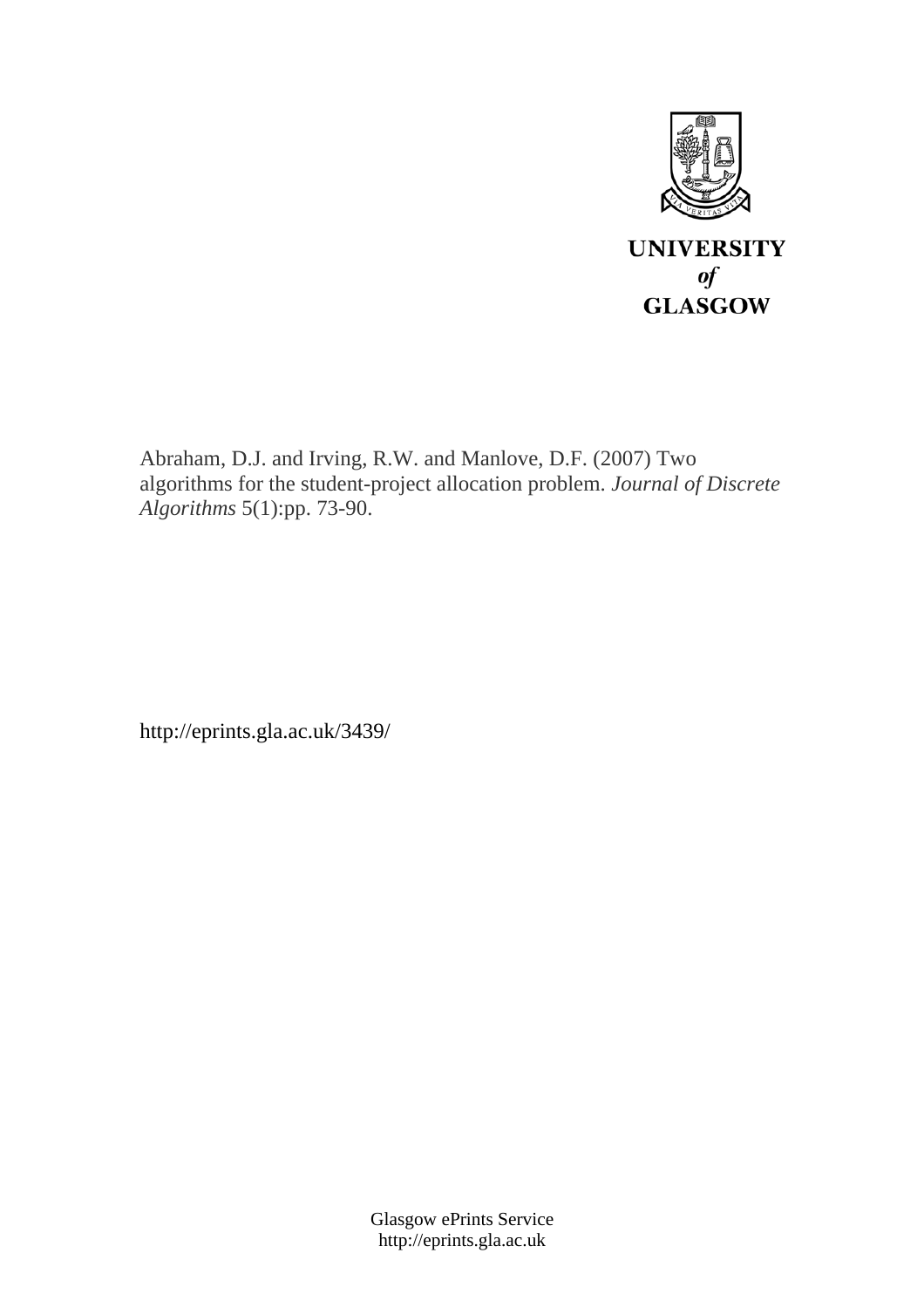UNIVERSITY
*of*
GLASGOW

Abraham, D.J. and Irving, R.W. and Manlove, D.F. (2007) Two algorithms for the student-project allocation problem. *Journal of Discrete Algorithms* 5(1):pp. 73-90.

http://eprints.gla.ac.uk/3439/

Glasgow ePrints Service
http://eprints.gla.ac.uk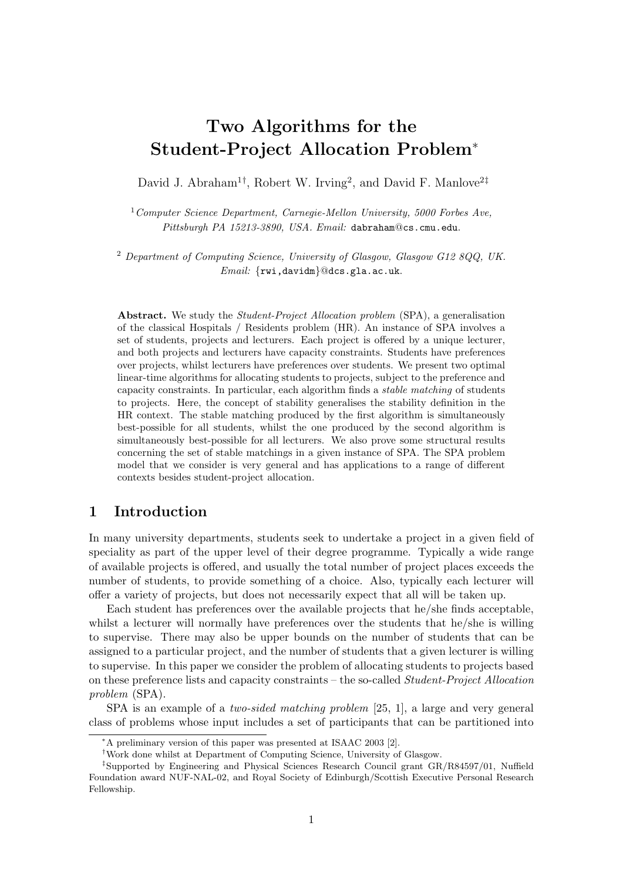# Two Algorithms for the Student-Project Allocation Problem*

David J. Abraham[1†], Robert W. Irving[2], and David F. Manlove[2‡]

[1] *Computer Science Department, Carnegie-Mellon University, 5000 Forbes Ave, Pittsburgh PA 15213-3890, USA. Email:* `dabraham@cs.cmu.edu`.

[2] *Department of Computing Science, University of Glasgow, Glasgow G12 8QQ, UK. Email:* `{rwi,davidm}@dcs.gla.ac.uk`.

**Abstract.** We study the *Student-Project Allocation problem* (SPA), a generalisation of the classical Hospitals / Residents problem (HR). An instance of SPA involves a set of students, projects and lecturers. Each project is offered by a unique lecturer, and both projects and lecturers have capacity constraints. Students have preferences over projects, whilst lecturers have preferences over students. We present two optimal linear-time algorithms for allocating students to projects, subject to the preference and capacity constraints. In particular, each algorithm finds a *stable matching* of students to projects. Here, the concept of stability generalises the stability definition in the HR context. The stable matching produced by the first algorithm is simultaneously best-possible for all students, whilst the one produced by the second algorithm is simultaneously best-possible for all lecturers. We also prove some structural results concerning the set of stable matchings in a given instance of SPA. The SPA problem model that we consider is very general and has applications to a range of different contexts besides student-project allocation.

## 1 Introduction

In many university departments, students seek to undertake a project in a given field of speciality as part of the upper level of their degree programme. Typically a wide range of available projects is offered, and usually the total number of project places exceeds the number of students, to provide something of a choice. Also, typically each lecturer will offer a variety of projects, but does not necessarily expect that all will be taken up.

Each student has preferences over the available projects that he/she finds acceptable, whilst a lecturer will normally have preferences over the students that he/she is willing to supervise. There may also be upper bounds on the number of students that can be assigned to a particular project, and the number of students that a given lecturer is willing to supervise. In this paper we consider the problem of allocating students to projects based on these preference lists and capacity constraints – the so-called *Student-Project Allocation problem* (SPA).

SPA is an example of a *two-sided matching problem* [25, 1], a large and very general class of problems whose input includes a set of participants that can be partitioned into

---

*A preliminary version of this paper was presented at ISAAC 2003 [2].

†Work done whilst at Department of Computing Science, University of Glasgow.

‡Supported by Engineering and Physical Sciences Research Council grant GR/R84597/01, Nuffield Foundation award NUF-NAL-02, and Royal Society of Edinburgh/Scottish Executive Personal Research Fellowship.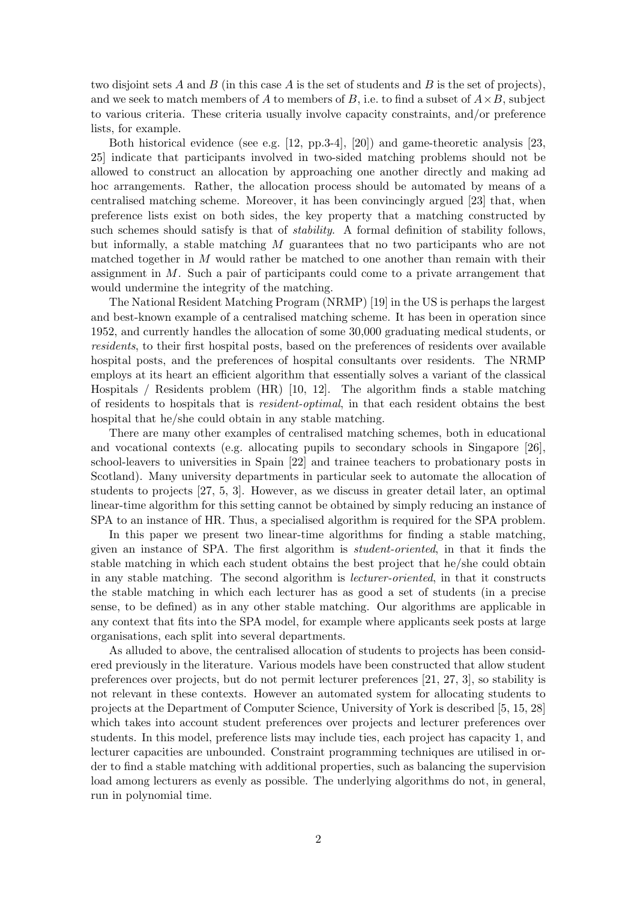two disjoint sets $A$ and $B$ (in this case $A$ is the set of students and $B$ is the set of projects), and we seek to match members of $A$ to members of $B$, i.e. to find a subset of $A \times B$, subject to various criteria. These criteria usually involve capacity constraints, and/or preference lists, for example.

Both historical evidence (see e.g. [12, pp.3-4], [20]) and game-theoretic analysis [23, 25] indicate that participants involved in two-sided matching problems should not be allowed to construct an allocation by approaching one another directly and making ad hoc arrangements. Rather, the allocation process should be automated by means of a centralised matching scheme. Moreover, it has been convincingly argued [23] that, when preference lists exist on both sides, the key property that a matching constructed by such schemes should satisfy is that of *stability*. A formal definition of stability follows, but informally, a stable matching $M$ guarantees that no two participants who are not matched together in $M$ would rather be matched to one another than remain with their assignment in $M$. Such a pair of participants could come to a private arrangement that would undermine the integrity of the matching.

The National Resident Matching Program (NRMP) [19] in the US is perhaps the largest and best-known example of a centralised matching scheme. It has been in operation since 1952, and currently handles the allocation of some 30,000 graduating medical students, or *residents*, to their first hospital posts, based on the preferences of residents over available hospital posts, and the preferences of hospital consultants over residents. The NRMP employs at its heart an efficient algorithm that essentially solves a variant of the classical Hospitals / Residents problem (HR) [10, 12]. The algorithm finds a stable matching of residents to hospitals that is *resident-optimal*, in that each resident obtains the best hospital that he/she could obtain in any stable matching.

There are many other examples of centralised matching schemes, both in educational and vocational contexts (e.g. allocating pupils to secondary schools in Singapore [26], school-leavers to universities in Spain [22] and trainee teachers to probationary posts in Scotland). Many university departments in particular seek to automate the allocation of students to projects [27, 5, 3]. However, as we discuss in greater detail later, an optimal linear-time algorithm for this setting cannot be obtained by simply reducing an instance of SPA to an instance of HR. Thus, a specialised algorithm is required for the SPA problem.

In this paper we present two linear-time algorithms for finding a stable matching, given an instance of SPA. The first algorithm is *student-oriented*, in that it finds the stable matching in which each student obtains the best project that he/she could obtain in any stable matching. The second algorithm is *lecturer-oriented*, in that it constructs the stable matching in which each lecturer has as good a set of students (in a precise sense, to be defined) as in any other stable matching. Our algorithms are applicable in any context that fits into the SPA model, for example where applicants seek posts at large organisations, each split into several departments.

As alluded to above, the centralised allocation of students to projects has been considered previously in the literature. Various models have been constructed that allow student preferences over projects, but do not permit lecturer preferences [21, 27, 3], so stability is not relevant in these contexts. However an automated system for allocating students to projects at the Department of Computer Science, University of York is described [5, 15, 28] which takes into account student preferences over projects and lecturer preferences over students. In this model, preference lists may include ties, each project has capacity 1, and lecturer capacities are unbounded. Constraint programming techniques are utilised in order to find a stable matching with additional properties, such as balancing the supervision load among lecturers as evenly as possible. The underlying algorithms do not, in general, run in polynomial time.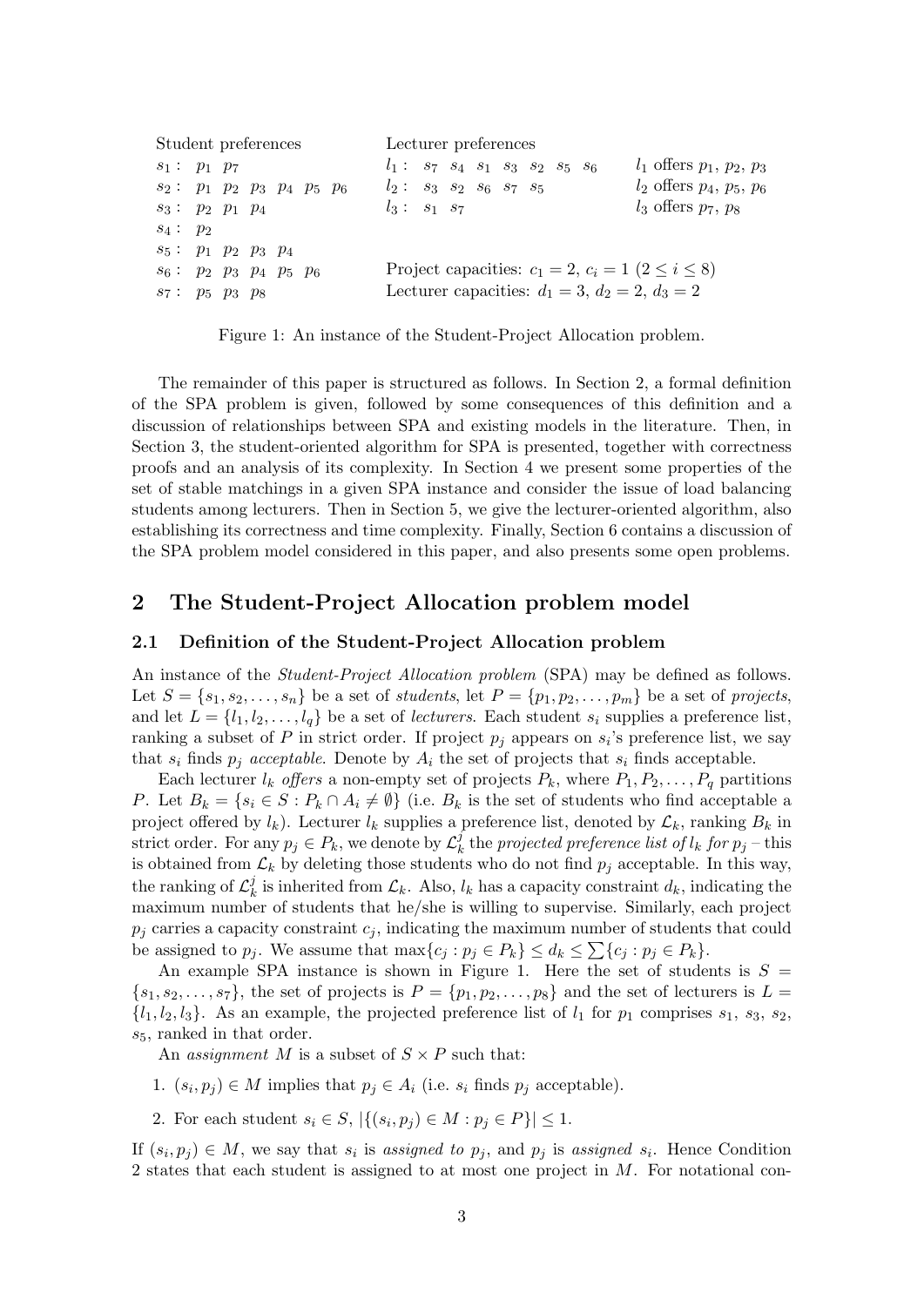| Student preferences | Lecturer preferences | |
|---|---|---|
| $s_1$ : $p_1$ $p_7$ | $l_1$ : $s_7$ $s_4$ $s_1$ $s_3$ $s_2$ $s_5$ $s_6$ | $l_1$ offers $p_1$, $p_2$, $p_3$ |
| $s_2$ : $p_1$ $p_2$ $p_3$ $p_4$ $p_5$ $p_6$ | $l_2$ : $s_3$ $s_2$ $s_6$ $s_7$ $s_5$ | $l_2$ offers $p_4$, $p_5$, $p_6$ |
| $s_3$ : $p_2$ $p_1$ $p_4$ | $l_3$ : $s_1$ $s_7$ | $l_3$ offers $p_7$, $p_8$ |
| $s_4$ : $p_2$ | | |
| $s_5$ : $p_1$ $p_2$ $p_3$ $p_4$ | | |
| $s_6$ : $p_2$ $p_3$ $p_4$ $p_5$ $p_6$ | Project capacities: $c_1 = 2$, $c_i = 1$ $(2 \leq i \leq 8)$ | |
| $s_7$ : $p_5$ $p_3$ $p_8$ | Lecturer capacities: $d_1 = 3$, $d_2 = 2$, $d_3 = 2$ | |

Figure 1: An instance of the Student-Project Allocation problem.

The remainder of this paper is structured as follows. In Section 2, a formal definition of the SPA problem is given, followed by some consequences of this definition and a discussion of relationships between SPA and existing models in the literature. Then, in Section 3, the student-oriented algorithm for SPA is presented, together with correctness proofs and an analysis of its complexity. In Section 4 we present some properties of the set of stable matchings in a given SPA instance and consider the issue of load balancing students among lecturers. Then in Section 5, we give the lecturer-oriented algorithm, also establishing its correctness and time complexity. Finally, Section 6 contains a discussion of the SPA problem model considered in this paper, and also presents some open problems.

## 2 The Student-Project Allocation problem model

### 2.1 Definition of the Student-Project Allocation problem

An instance of the *Student-Project Allocation problem* (SPA) may be defined as follows. Let $S = \{s_1, s_2, \ldots, s_n\}$ be a set of *students*, let $P = \{p_1, p_2, \ldots, p_m\}$ be a set of *projects*, and let $L = \{l_1, l_2, \ldots, l_q\}$ be a set of *lecturers*. Each student $s_i$ supplies a preference list, ranking a subset of $P$ in strict order. If project $p_j$ appears on $s_i$'s preference list, we say that $s_i$ finds $p_j$ *acceptable*. Denote by $A_i$ the set of projects that $s_i$ finds acceptable.

Each lecturer $l_k$ *offers* a non-empty set of projects $P_k$, where $P_1, P_2, \ldots, P_q$ partitions $P$. Let $B_k = \{s_i \in S : P_k \cap A_i \neq \emptyset\}$ (i.e. $B_k$ is the set of students who find acceptable a project offered by $l_k$). Lecturer $l_k$ supplies a preference list, denoted by $\mathcal{L}_k$, ranking $B_k$ in strict order. For any $p_j \in P_k$, we denote by $\mathcal{L}_k^j$ the *projected preference list of* $l_k$ *for* $p_j$ – this is obtained from $\mathcal{L}_k$ by deleting those students who do not find $p_j$ acceptable. In this way, the ranking of $\mathcal{L}_k^j$ is inherited from $\mathcal{L}_k$. Also, $l_k$ has a capacity constraint $d_k$, indicating the maximum number of students that he/she is willing to supervise. Similarly, each project $p_j$ carries a capacity constraint $c_j$, indicating the maximum number of students that could be assigned to $p_j$. We assume that $\max\{c_j : p_j \in P_k\} \leq d_k \leq \sum\{c_j : p_j \in P_k\}$.

An example SPA instance is shown in Figure 1. Here the set of students is $S = \{s_1, s_2, \ldots, s_7\}$, the set of projects is $P = \{p_1, p_2, \ldots, p_8\}$ and the set of lecturers is $L = \{l_1, l_2, l_3\}$. As an example, the projected preference list of $l_1$ for $p_1$ comprises $s_1$, $s_3$, $s_2$, $s_5$, ranked in that order.

An *assignment* $M$ is a subset of $S \times P$ such that:

1. $(s_i, p_j) \in M$ implies that $p_j \in A_i$ (i.e. $s_i$ finds $p_j$ acceptable).
2. For each student $s_i \in S$, $|\{(s_i, p_j) \in M : p_j \in P\}| \leq 1$.

If $(s_i, p_j) \in M$, we say that $s_i$ is *assigned to* $p_j$, and $p_j$ is *assigned* $s_i$. Hence Condition 2 states that each student is assigned to at most one project in $M$. For notational con-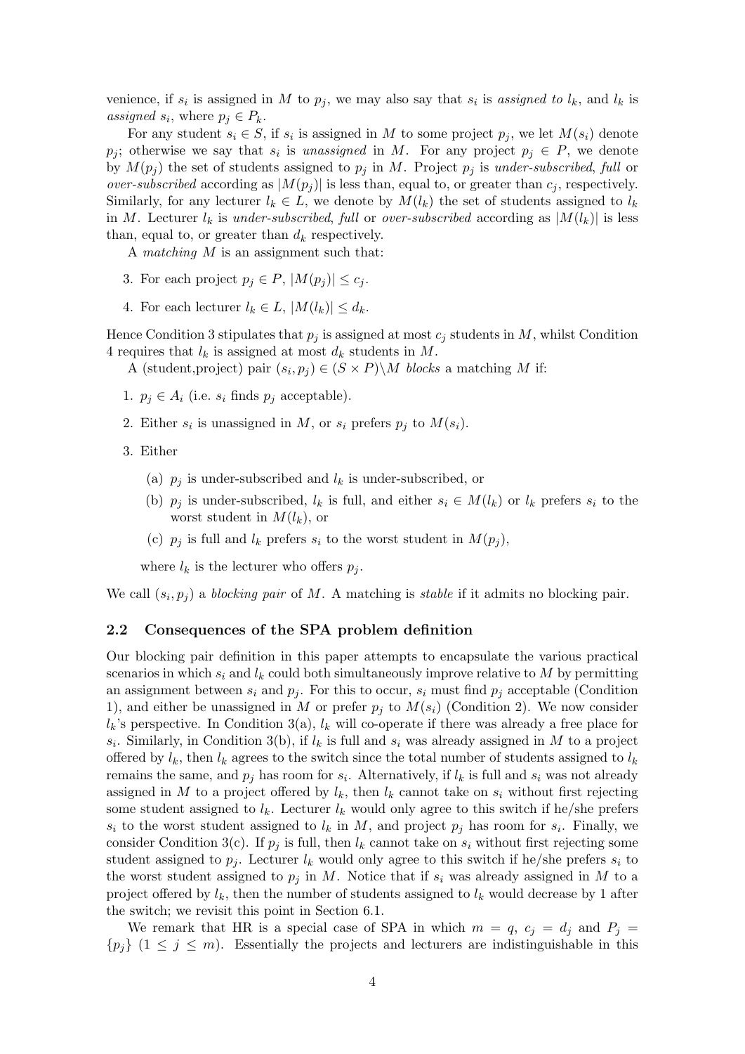venience, if $s_i$ is assigned in $M$ to $p_j$, we may also say that $s_i$ is *assigned to* $l_k$, and $l_k$ is *assigned* $s_i$, where $p_j \in P_k$.

For any student $s_i \in S$, if $s_i$ is assigned in $M$ to some project $p_j$, we let $M(s_i)$ denote $p_j$; otherwise we say that $s_i$ is *unassigned* in $M$. For any project $p_j \in P$, we denote by $M(p_j)$ the set of students assigned to $p_j$ in $M$. Project $p_j$ is *under-subscribed*, *full* or *over-subscribed* according as $|M(p_j)|$ is less than, equal to, or greater than $c_j$, respectively. Similarly, for any lecturer $l_k \in L$, we denote by $M(l_k)$ the set of students assigned to $l_k$ in $M$. Lecturer $l_k$ is *under-subscribed*, *full* or *over-subscribed* according as $|M(l_k)|$ is less than, equal to, or greater than $d_k$ respectively.

A *matching* $M$ is an assignment such that:

3. For each project $p_j \in P$, $|M(p_j)| \leq c_j$.
4. For each lecturer $l_k \in L$, $|M(l_k)| \leq d_k$.

Hence Condition 3 stipulates that $p_j$ is assigned at most $c_j$ students in $M$, whilst Condition 4 requires that $l_k$ is assigned at most $d_k$ students in $M$.

A (student,project) pair $(s_i, p_j) \in (S \times P) \backslash M$ *blocks* a matching $M$ if:

1. $p_j \in A_i$ (i.e. $s_i$ finds $p_j$ acceptable).
2. Either $s_i$ is unassigned in $M$, or $s_i$ prefers $p_j$ to $M(s_i)$.
3. Either
   (a) $p_j$ is under-subscribed and $l_k$ is under-subscribed, or
   (b) $p_j$ is under-subscribed, $l_k$ is full, and either $s_i \in M(l_k)$ or $l_k$ prefers $s_i$ to the worst student in $M(l_k)$, or
   (c) $p_j$ is full and $l_k$ prefers $s_i$ to the worst student in $M(p_j)$,

   where $l_k$ is the lecturer who offers $p_j$.

We call $(s_i, p_j)$ a *blocking pair* of $M$. A matching is *stable* if it admits no blocking pair.

### 2.2 Consequences of the SPA problem definition

Our blocking pair definition in this paper attempts to encapsulate the various practical scenarios in which $s_i$ and $l_k$ could both simultaneously improve relative to $M$ by permitting an assignment between $s_i$ and $p_j$. For this to occur, $s_i$ must find $p_j$ acceptable (Condition 1), and either be unassigned in $M$ or prefer $p_j$ to $M(s_i)$ (Condition 2). We now consider $l_k$'s perspective. In Condition 3(a), $l_k$ will co-operate if there was already a free place for $s_i$. Similarly, in Condition 3(b), if $l_k$ is full and $s_i$ was already assigned in $M$ to a project offered by $l_k$, then $l_k$ agrees to the switch since the total number of students assigned to $l_k$ remains the same, and $p_j$ has room for $s_i$. Alternatively, if $l_k$ is full and $s_i$ was not already assigned in $M$ to a project offered by $l_k$, then $l_k$ cannot take on $s_i$ without first rejecting some student assigned to $l_k$. Lecturer $l_k$ would only agree to this switch if he/she prefers $s_i$ to the worst student assigned to $l_k$ in $M$, and project $p_j$ has room for $s_i$. Finally, we consider Condition 3(c). If $p_j$ is full, then $l_k$ cannot take on $s_i$ without first rejecting some student assigned to $p_j$. Lecturer $l_k$ would only agree to this switch if he/she prefers $s_i$ to the worst student assigned to $p_j$ in $M$. Notice that if $s_i$ was already assigned in $M$ to a project offered by $l_k$, then the number of students assigned to $l_k$ would decrease by 1 after the switch; we revisit this point in Section 6.1.

We remark that HR is a special case of SPA in which $m = q$, $c_j = d_j$ and $P_j = \{p_j\}$ $(1 \leq j \leq m)$. Essentially the projects and lecturers are indistinguishable in this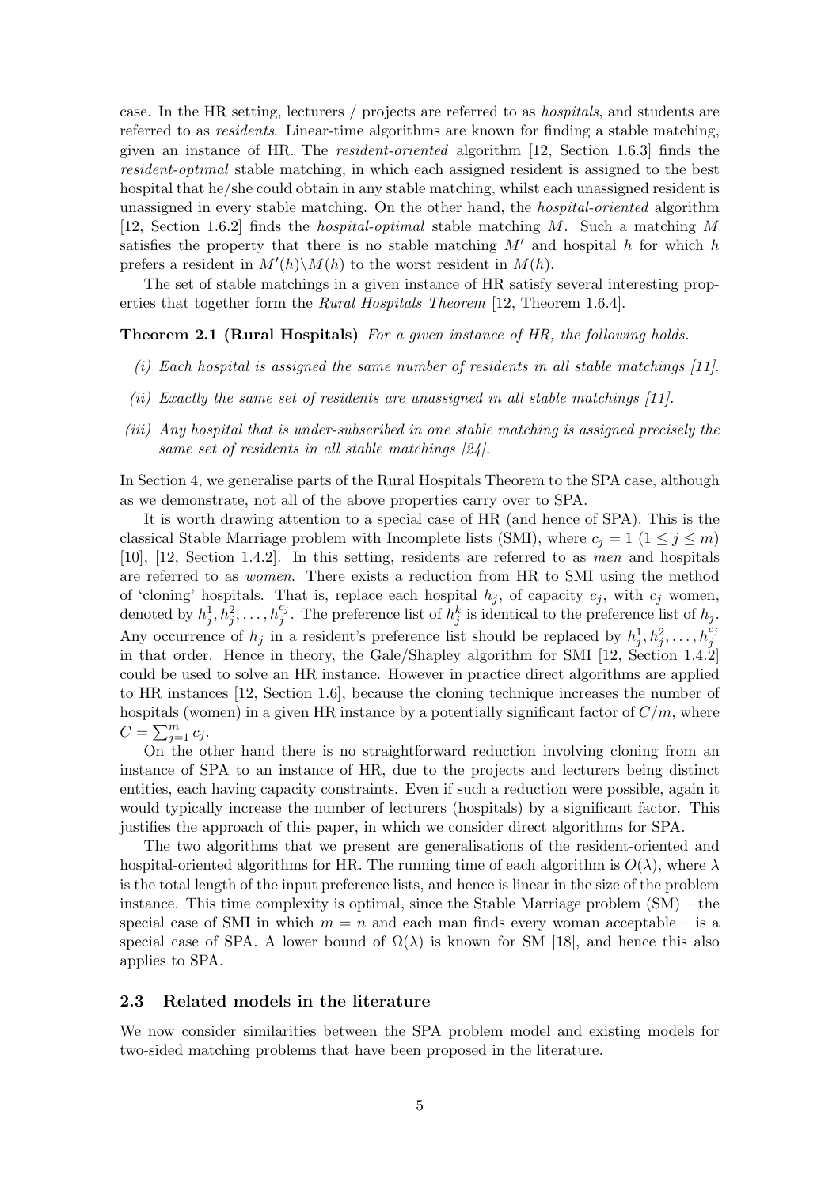case. In the HR setting, lecturers / projects are referred to as *hospitals*, and students are referred to as *residents*. Linear-time algorithms are known for finding a stable matching, given an instance of HR. The *resident-oriented* algorithm [12, Section 1.6.3] finds the *resident-optimal* stable matching, in which each assigned resident is assigned to the best hospital that he/she could obtain in any stable matching, whilst each unassigned resident is unassigned in every stable matching. On the other hand, the *hospital-oriented* algorithm [12, Section 1.6.2] finds the *hospital-optimal* stable matching $M$. Such a matching $M$ satisfies the property that there is no stable matching $M'$ and hospital $h$ for which $h$ prefers a resident in $M'(h)\backslash M(h)$ to the worst resident in $M(h)$.

The set of stable matchings in a given instance of HR satisfy several interesting properties that together form the *Rural Hospitals Theorem* [12, Theorem 1.6.4].

**Theorem 2.1 (Rural Hospitals)** *For a given instance of HR, the following holds.*

*(i) Each hospital is assigned the same number of residents in all stable matchings [11].*

*(ii) Exactly the same set of residents are unassigned in all stable matchings [11].*

*(iii) Any hospital that is under-subscribed in one stable matching is assigned precisely the same set of residents in all stable matchings [24].*

In Section 4, we generalise parts of the Rural Hospitals Theorem to the SPA case, although as we demonstrate, not all of the above properties carry over to SPA.

It is worth drawing attention to a special case of HR (and hence of SPA). This is the classical Stable Marriage problem with Incomplete lists (SMI), where $c_j = 1$ $(1 \leq j \leq m)$ [10], [12, Section 1.4.2]. In this setting, residents are referred to as *men* and hospitals are referred to as *women*. There exists a reduction from HR to SMI using the method of 'cloning' hospitals. That is, replace each hospital $h_j$, of capacity $c_j$, with $c_j$ women, denoted by $h_j^1, h_j^2, \ldots, h_j^{c_j}$. The preference list of $h_j^k$ is identical to the preference list of $h_j$. Any occurrence of $h_j$ in a resident's preference list should be replaced by $h_j^1, h_j^2, \ldots, h_j^{c_j}$ in that order. Hence in theory, the Gale/Shapley algorithm for SMI [12, Section 1.4.2] could be used to solve an HR instance. However in practice direct algorithms are applied to HR instances [12, Section 1.6], because the cloning technique increases the number of hospitals (women) in a given HR instance by a potentially significant factor of $C/m$, where $C = \sum_{j=1}^{m} c_j$.

On the other hand there is no straightforward reduction involving cloning from an instance of SPA to an instance of HR, due to the projects and lecturers being distinct entities, each having capacity constraints. Even if such a reduction were possible, again it would typically increase the number of lecturers (hospitals) by a significant factor. This justifies the approach of this paper, in which we consider direct algorithms for SPA.

The two algorithms that we present are generalisations of the resident-oriented and hospital-oriented algorithms for HR. The running time of each algorithm is $O(\lambda)$, where $\lambda$ is the total length of the input preference lists, and hence is linear in the size of the problem instance. This time complexity is optimal, since the Stable Marriage problem (SM) – the special case of SMI in which $m = n$ and each man finds every woman acceptable – is a special case of SPA. A lower bound of $\Omega(\lambda)$ is known for SM [18], and hence this also applies to SPA.

### 2.3 Related models in the literature

We now consider similarities between the SPA problem model and existing models for two-sided matching problems that have been proposed in the literature.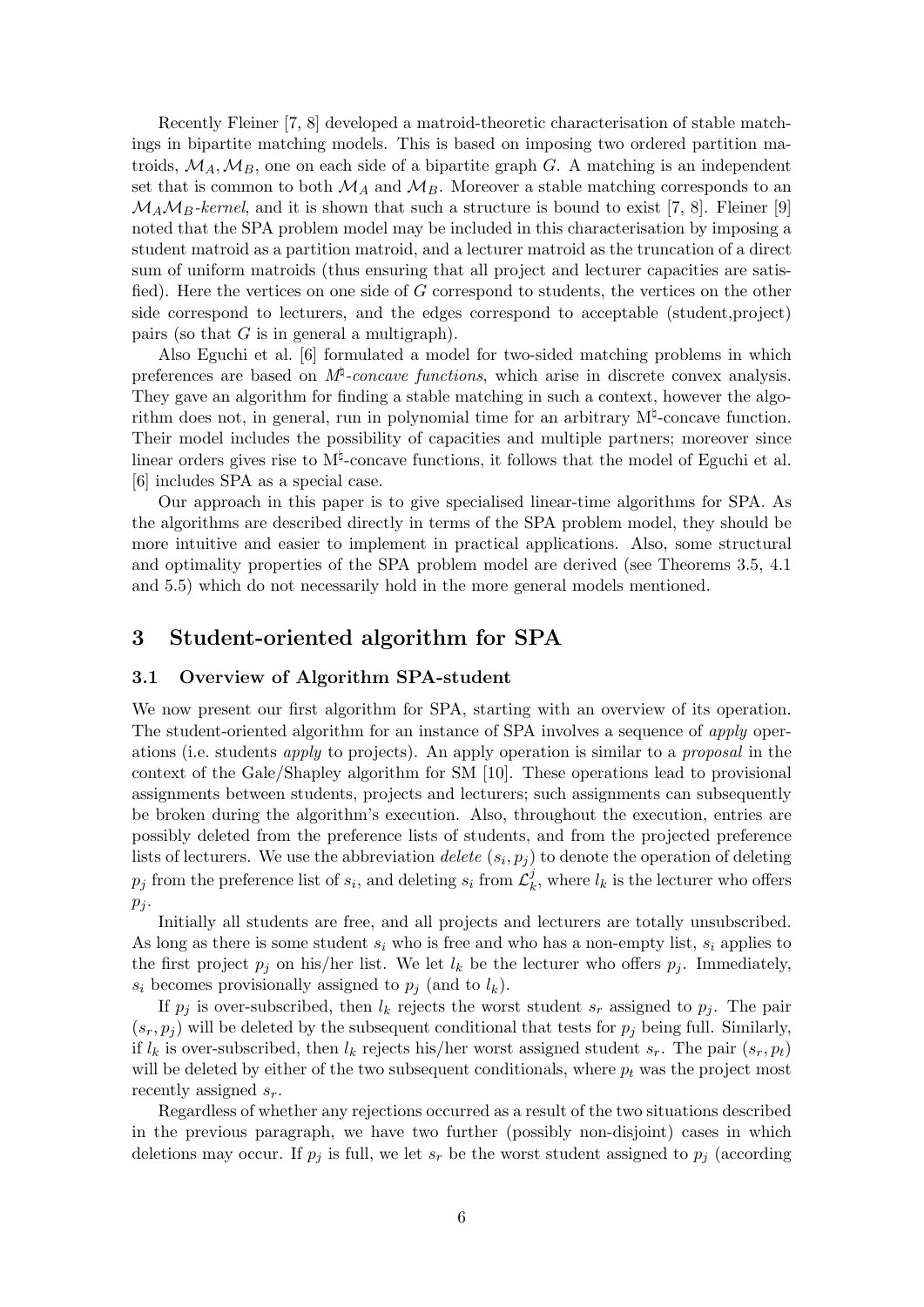Recently Fleiner [7, 8] developed a matroid-theoretic characterisation of stable matchings in bipartite matching models. This is based on imposing two ordered partition matroids, $\mathcal{M}_A, \mathcal{M}_B$, one on each side of a bipartite graph $G$. A matching is an independent set that is common to both $\mathcal{M}_A$ and $\mathcal{M}_B$. Moreover a stable matching corresponds to an $\mathcal{M}_A\mathcal{M}_B$-*kernel*, and it is shown that such a structure is bound to exist [7, 8]. Fleiner [9] noted that the SPA problem model may be included in this characterisation by imposing a student matroid as a partition matroid, and a lecturer matroid as the truncation of a direct sum of uniform matroids (thus ensuring that all project and lecturer capacities are satisfied). Here the vertices on one side of $G$ correspond to students, the vertices on the other side correspond to lecturers, and the edges correspond to acceptable (student,project) pairs (so that $G$ is in general a multigraph).

Also Eguchi et al. [6] formulated a model for two-sided matching problems in which preferences are based on *$M^\natural$-concave functions*, which arise in discrete convex analysis. They gave an algorithm for finding a stable matching in such a context, however the algorithm does not, in general, run in polynomial time for an arbitrary $M^\natural$-concave function. Their model includes the possibility of capacities and multiple partners; moreover since linear orders gives rise to $M^\natural$-concave functions, it follows that the model of Eguchi et al. [6] includes SPA as a special case.

Our approach in this paper is to give specialised linear-time algorithms for SPA. As the algorithms are described directly in terms of the SPA problem model, they should be more intuitive and easier to implement in practical applications. Also, some structural and optimality properties of the SPA problem model are derived (see Theorems 3.5, 4.1 and 5.5) which do not necessarily hold in the more general models mentioned.

## 3 Student-oriented algorithm for SPA

### 3.1 Overview of Algorithm SPA-student

We now present our first algorithm for SPA, starting with an overview of its operation. The student-oriented algorithm for an instance of SPA involves a sequence of *apply* operations (i.e. students *apply* to projects). An apply operation is similar to a *proposal* in the context of the Gale/Shapley algorithm for SM [10]. These operations lead to provisional assignments between students, projects and lecturers; such assignments can subsequently be broken during the algorithm's execution. Also, throughout the execution, entries are possibly deleted from the preference lists of students, and from the projected preference lists of lecturers. We use the abbreviation *delete* $(s_i, p_j)$ to denote the operation of deleting $p_j$ from the preference list of $s_i$, and deleting $s_i$ from $\mathcal{L}_k^j$, where $l_k$ is the lecturer who offers $p_j$.

Initially all students are free, and all projects and lecturers are totally unsubscribed. As long as there is some student $s_i$ who is free and who has a non-empty list, $s_i$ applies to the first project $p_j$ on his/her list. We let $l_k$ be the lecturer who offers $p_j$. Immediately, $s_i$ becomes provisionally assigned to $p_j$ (and to $l_k$).

If $p_j$ is over-subscribed, then $l_k$ rejects the worst student $s_r$ assigned to $p_j$. The pair $(s_r, p_j)$ will be deleted by the subsequent conditional that tests for $p_j$ being full. Similarly, if $l_k$ is over-subscribed, then $l_k$ rejects his/her worst assigned student $s_r$. The pair $(s_r, p_t)$ will be deleted by either of the two subsequent conditionals, where $p_t$ was the project most recently assigned $s_r$.

Regardless of whether any rejections occurred as a result of the two situations described in the previous paragraph, we have two further (possibly non-disjoint) cases in which deletions may occur. If $p_j$ is full, we let $s_r$ be the worst student assigned to $p_j$ (according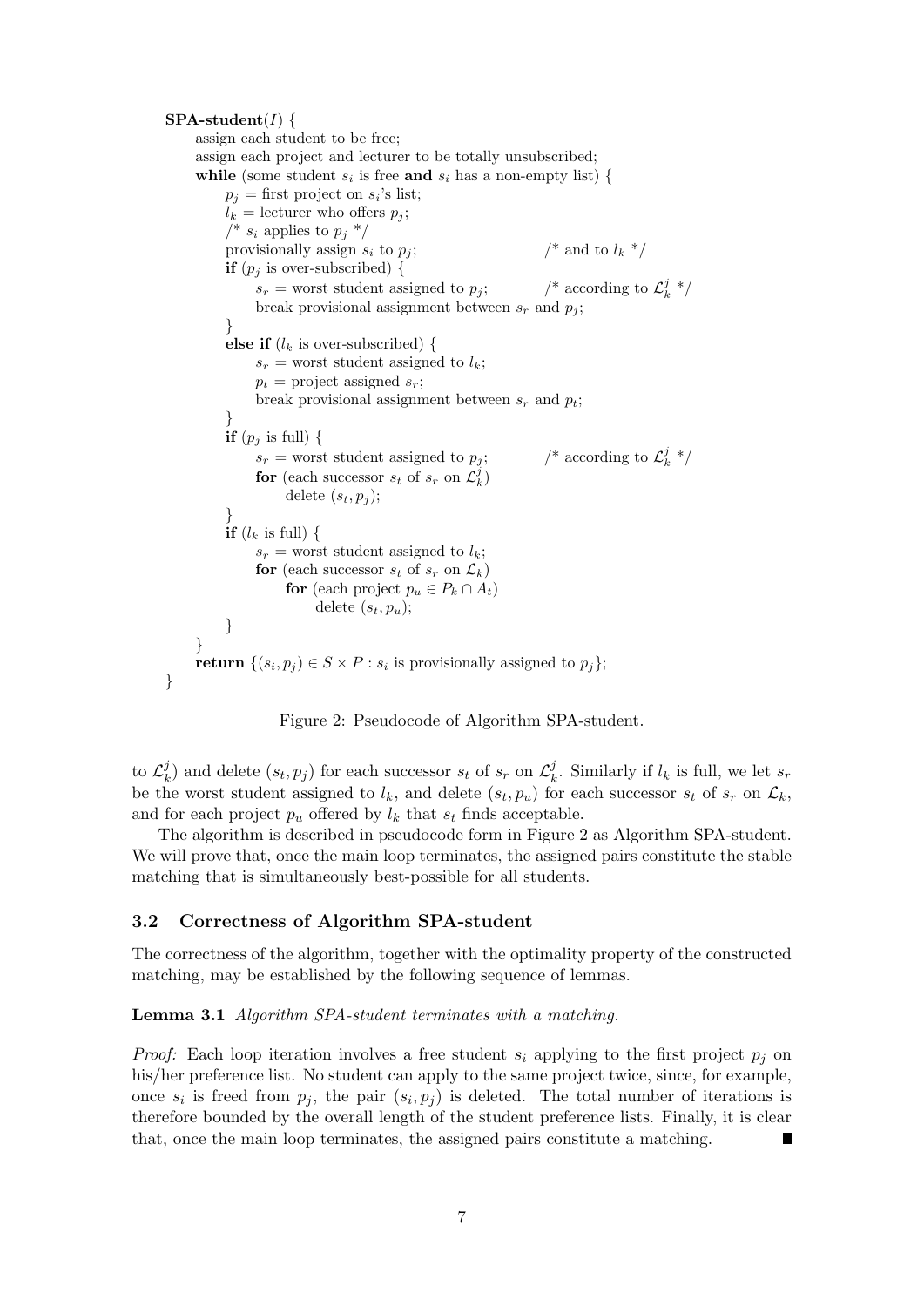```
SPA-student(I) {
    assign each student to be free;
    assign each project and lecturer to be totally unsubscribed;
    while (some student s_i is free and s_i has a non-empty list) {
        p_j = first project on s_i's list;
        l_k = lecturer who offers p_j;
        /* s_i applies to p_j */
        provisionally assign s_i to p_j;                /* and to l_k */
        if (p_j is over-subscribed) {
            s_r = worst student assigned to p_j;        /* according to L_k^j */
            break provisional assignment between s_r and p_j;
        }
        else if (l_k is over-subscribed) {
            s_r = worst student assigned to l_k;
            p_t = project assigned s_r;
            break provisional assignment between s_r and p_t;
        }
        if (p_j is full) {
            s_r = worst student assigned to p_j;        /* according to L_k^j */
            for (each successor s_t of s_r on L_k^j)
                delete (s_t, p_j);
        }
        if (l_k is full) {
            s_r = worst student assigned to l_k;
            for (each successor s_t of s_r on L_k)
                for (each project p_u ∈ P_k ∩ A_t)
                    delete (s_t, p_u);
        }
    }
    return {(s_i, p_j) ∈ S × P : s_i is provisionally assigned to p_j};
}
```

Figure 2: Pseudocode of Algorithm SPA-student.

to $\mathcal{L}_k^j$) and delete $(s_t, p_j)$ for each successor $s_t$ of $s_r$ on $\mathcal{L}_k^j$. Similarly if $l_k$ is full, we let $s_r$ be the worst student assigned to $l_k$, and delete $(s_t, p_u)$ for each successor $s_t$ of $s_r$ on $\mathcal{L}_k$, and for each project $p_u$ offered by $l_k$ that $s_t$ finds acceptable.

The algorithm is described in pseudocode form in Figure 2 as Algorithm SPA-student. We will prove that, once the main loop terminates, the assigned pairs constitute the stable matching that is simultaneously best-possible for all students.

### 3.2 Correctness of Algorithm SPA-student

The correctness of the algorithm, together with the optimality property of the constructed matching, may be established by the following sequence of lemmas.

**Lemma 3.1** *Algorithm SPA-student terminates with a matching.*

*Proof:* Each loop iteration involves a free student $s_i$ applying to the first project $p_j$ on his/her preference list. No student can apply to the same project twice, since, for example, once $s_i$ is freed from $p_j$, the pair $(s_i, p_j)$ is deleted. The total number of iterations is therefore bounded by the overall length of the student preference lists. Finally, it is clear that, once the main loop terminates, the assigned pairs constitute a matching. ∎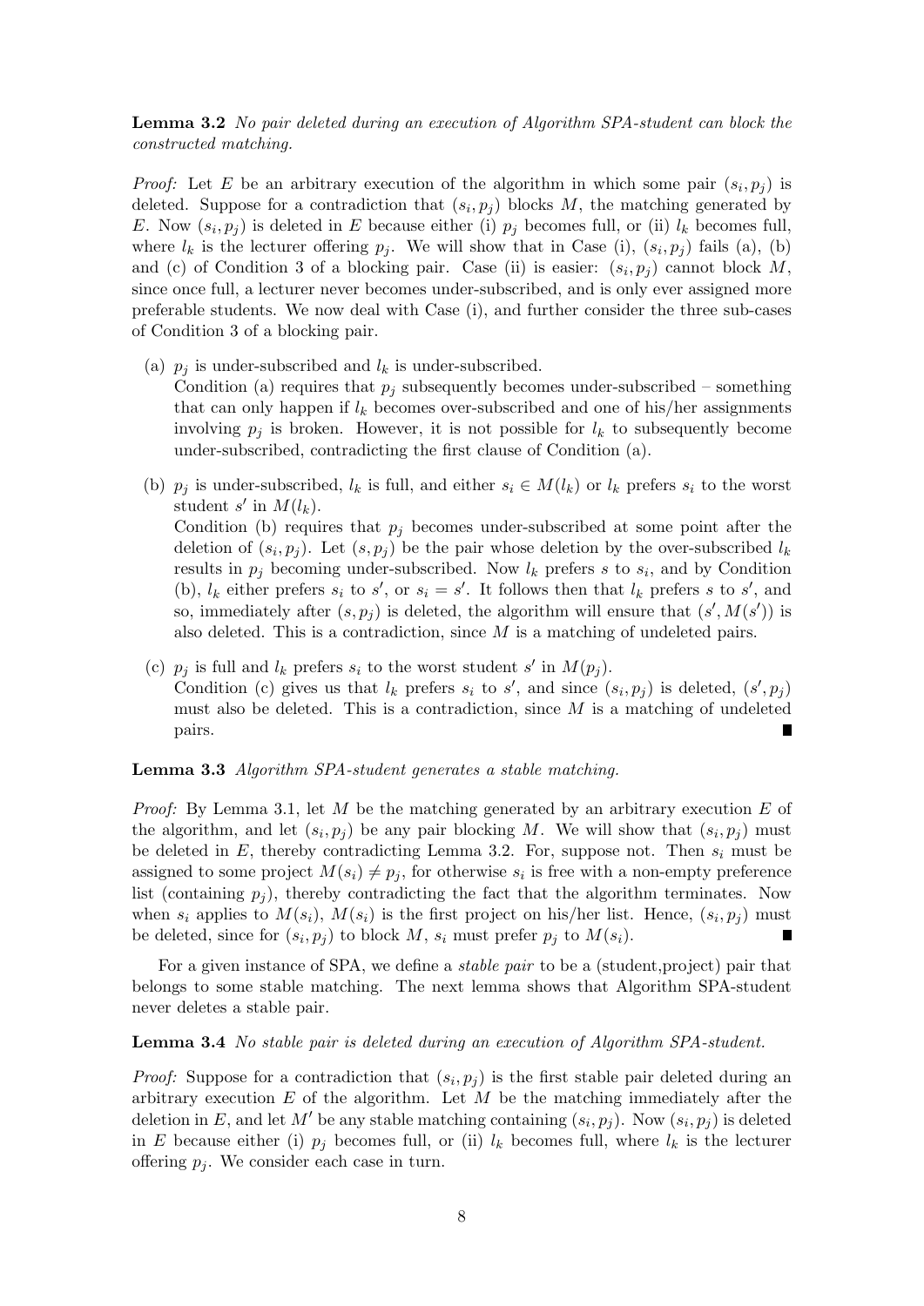**Lemma 3.2** *No pair deleted during an execution of Algorithm SPA-student can block the constructed matching.*

*Proof:* Let $E$ be an arbitrary execution of the algorithm in which some pair $(s_i, p_j)$ is deleted. Suppose for a contradiction that $(s_i, p_j)$ blocks $M$, the matching generated by $E$. Now $(s_i, p_j)$ is deleted in $E$ because either (i) $p_j$ becomes full, or (ii) $l_k$ becomes full, where $l_k$ is the lecturer offering $p_j$. We will show that in Case (i), $(s_i, p_j)$ fails (a), (b) and (c) of Condition 3 of a blocking pair. Case (ii) is easier: $(s_i, p_j)$ cannot block $M$, since once full, a lecturer never becomes under-subscribed, and is only ever assigned more preferable students. We now deal with Case (i), and further consider the three sub-cases of Condition 3 of a blocking pair.

(a) $p_j$ is under-subscribed and $l_k$ is under-subscribed.
Condition (a) requires that $p_j$ subsequently becomes under-subscribed – something that can only happen if $l_k$ becomes over-subscribed and one of his/her assignments involving $p_j$ is broken. However, it is not possible for $l_k$ to subsequently become under-subscribed, contradicting the first clause of Condition (a).

(b) $p_j$ is under-subscribed, $l_k$ is full, and either $s_i \in M(l_k)$ or $l_k$ prefers $s_i$ to the worst student $s'$ in $M(l_k)$.
Condition (b) requires that $p_j$ becomes under-subscribed at some point after the deletion of $(s_i, p_j)$. Let $(s, p_j)$ be the pair whose deletion by the over-subscribed $l_k$ results in $p_j$ becoming under-subscribed. Now $l_k$ prefers $s$ to $s_i$, and by Condition (b), $l_k$ either prefers $s_i$ to $s'$, or $s_i = s'$. It follows then that $l_k$ prefers $s$ to $s'$, and so, immediately after $(s, p_j)$ is deleted, the algorithm will ensure that $(s', M(s'))$ is also deleted. This is a contradiction, since $M$ is a matching of undeleted pairs.

(c) $p_j$ is full and $l_k$ prefers $s_i$ to the worst student $s'$ in $M(p_j)$.
Condition (c) gives us that $l_k$ prefers $s_i$ to $s'$, and since $(s_i, p_j)$ is deleted, $(s', p_j)$ must also be deleted. This is a contradiction, since $M$ is a matching of undeleted pairs. ∎

**Lemma 3.3** *Algorithm SPA-student generates a stable matching.*

*Proof:* By Lemma 3.1, let $M$ be the matching generated by an arbitrary execution $E$ of the algorithm, and let $(s_i, p_j)$ be any pair blocking $M$. We will show that $(s_i, p_j)$ must be deleted in $E$, thereby contradicting Lemma 3.2. For, suppose not. Then $s_i$ must be assigned to some project $M(s_i) \neq p_j$, for otherwise $s_i$ is free with a non-empty preference list (containing $p_j$), thereby contradicting the fact that the algorithm terminates. Now when $s_i$ applies to $M(s_i)$, $M(s_i)$ is the first project on his/her list. Hence, $(s_i, p_j)$ must be deleted, since for $(s_i, p_j)$ to block $M$, $s_i$ must prefer $p_j$ to $M(s_i)$. ∎

For a given instance of SPA, we define a *stable pair* to be a (student,project) pair that belongs to some stable matching. The next lemma shows that Algorithm SPA-student never deletes a stable pair.

**Lemma 3.4** *No stable pair is deleted during an execution of Algorithm SPA-student.*

*Proof:* Suppose for a contradiction that $(s_i, p_j)$ is the first stable pair deleted during an arbitrary execution $E$ of the algorithm. Let $M$ be the matching immediately after the deletion in $E$, and let $M'$ be any stable matching containing $(s_i, p_j)$. Now $(s_i, p_j)$ is deleted in $E$ because either (i) $p_j$ becomes full, or (ii) $l_k$ becomes full, where $l_k$ is the lecturer offering $p_j$. We consider each case in turn.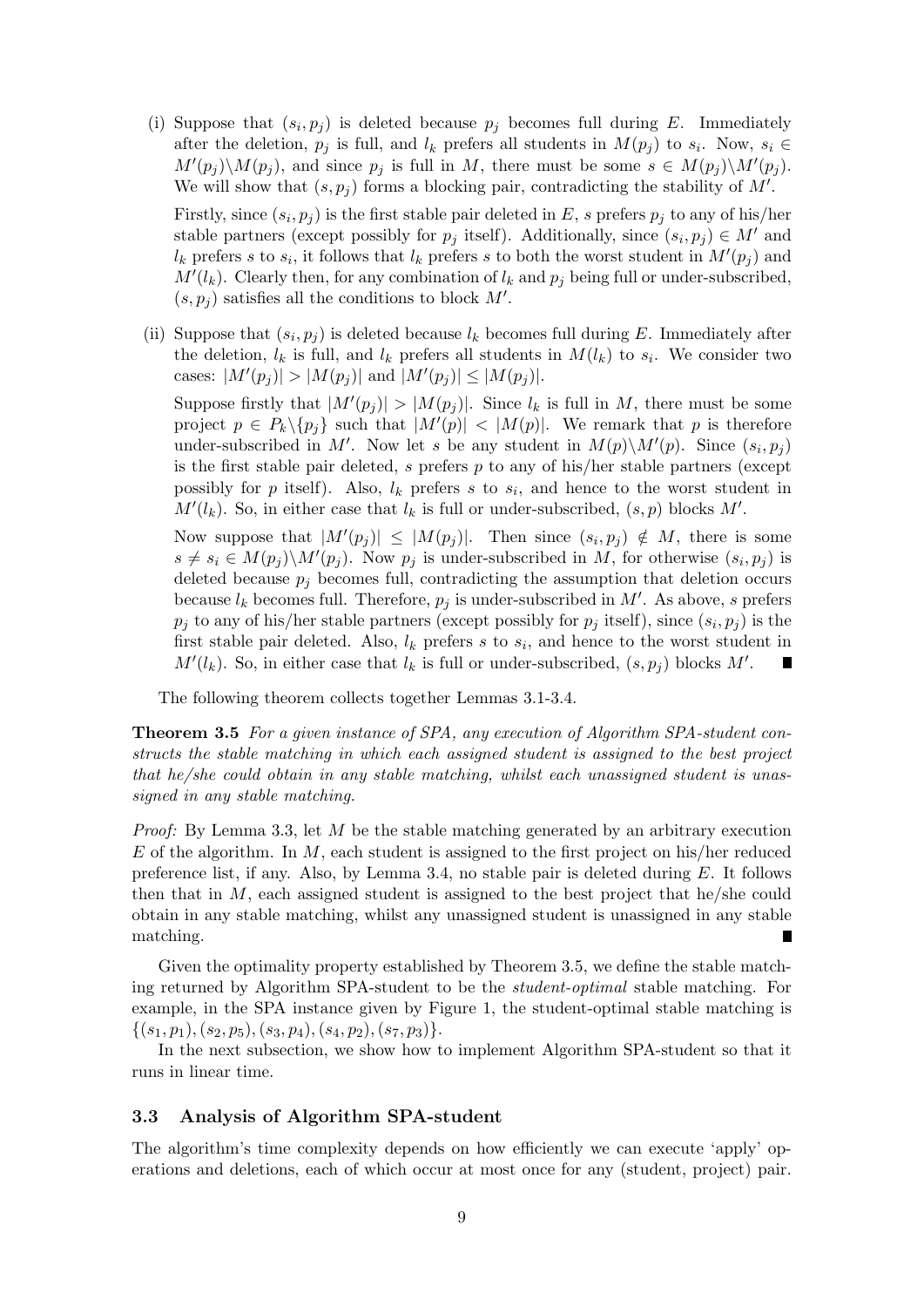(i) Suppose that $(s_i, p_j)$ is deleted because $p_j$ becomes full during $E$. Immediately after the deletion, $p_j$ is full, and $l_k$ prefers all students in $M(p_j)$ to $s_i$. Now, $s_i \in M'(p_j) \backslash M(p_j)$, and since $p_j$ is full in $M$, there must be some $s \in M(p_j) \backslash M'(p_j)$. We will show that $(s, p_j)$ forms a blocking pair, contradicting the stability of $M'$.

   Firstly, since $(s_i, p_j)$ is the first stable pair deleted in $E$, $s$ prefers $p_j$ to any of his/her stable partners (except possibly for $p_j$ itself). Additionally, since $(s_i, p_j) \in M'$ and $l_k$ prefers $s$ to $s_i$, it follows that $l_k$ prefers $s$ to both the worst student in $M'(p_j)$ and $M'(l_k)$. Clearly then, for any combination of $l_k$ and $p_j$ being full or under-subscribed, $(s, p_j)$ satisfies all the conditions to block $M'$.

(ii) Suppose that $(s_i, p_j)$ is deleted because $l_k$ becomes full during $E$. Immediately after the deletion, $l_k$ is full, and $l_k$ prefers all students in $M(l_k)$ to $s_i$. We consider two cases: $|M'(p_j)| > |M(p_j)|$ and $|M'(p_j)| \leq |M(p_j)|$.

   Suppose firstly that $|M'(p_j)| > |M(p_j)|$. Since $l_k$ is full in $M$, there must be some project $p \in P_k \backslash \{p_j\}$ such that $|M'(p)| < |M(p)|$. We remark that $p$ is therefore under-subscribed in $M'$. Now let $s$ be any student in $M(p) \backslash M'(p)$. Since $(s_i, p_j)$ is the first stable pair deleted, $s$ prefers $p$ to any of his/her stable partners (except possibly for $p$ itself). Also, $l_k$ prefers $s$ to $s_i$, and hence to the worst student in $M'(l_k)$. So, in either case that $l_k$ is full or under-subscribed, $(s, p)$ blocks $M'$.

   Now suppose that $|M'(p_j)| \leq |M(p_j)|$. Then since $(s_i, p_j) \notin M$, there is some $s \neq s_i \in M(p_j) \backslash M'(p_j)$. Now $p_j$ is under-subscribed in $M$, for otherwise $(s_i, p_j)$ is deleted because $p_j$ becomes full, contradicting the assumption that deletion occurs because $l_k$ becomes full. Therefore, $p_j$ is under-subscribed in $M'$. As above, $s$ prefers $p_j$ to any of his/her stable partners (except possibly for $p_j$ itself), since $(s_i, p_j)$ is the first stable pair deleted. Also, $l_k$ prefers $s$ to $s_i$, and hence to the worst student in $M'(l_k)$. So, in either case that $l_k$ is full or under-subscribed, $(s, p_j)$ blocks $M'$. ∎

The following theorem collects together Lemmas 3.1-3.4.

**Theorem 3.5** *For a given instance of SPA, any execution of Algorithm SPA-student constructs the stable matching in which each assigned student is assigned to the best project that he/she could obtain in any stable matching, whilst each unassigned student is unassigned in any stable matching.*

*Proof:* By Lemma 3.3, let $M$ be the stable matching generated by an arbitrary execution $E$ of the algorithm. In $M$, each student is assigned to the first project on his/her reduced preference list, if any. Also, by Lemma 3.4, no stable pair is deleted during $E$. It follows then that in $M$, each assigned student is assigned to the best project that he/she could obtain in any stable matching, whilst any unassigned student is unassigned in any stable matching. ∎

Given the optimality property established by Theorem 3.5, we define the stable matching returned by Algorithm SPA-student to be the *student-optimal* stable matching. For example, in the SPA instance given by Figure 1, the student-optimal stable matching is $\{(s_1, p_1), (s_2, p_5), (s_3, p_4), (s_4, p_2), (s_7, p_3)\}$.

In the next subsection, we show how to implement Algorithm SPA-student so that it runs in linear time.

### 3.3 Analysis of Algorithm SPA-student

The algorithm's time complexity depends on how efficiently we can execute 'apply' operations and deletions, each of which occur at most once for any (student, project) pair.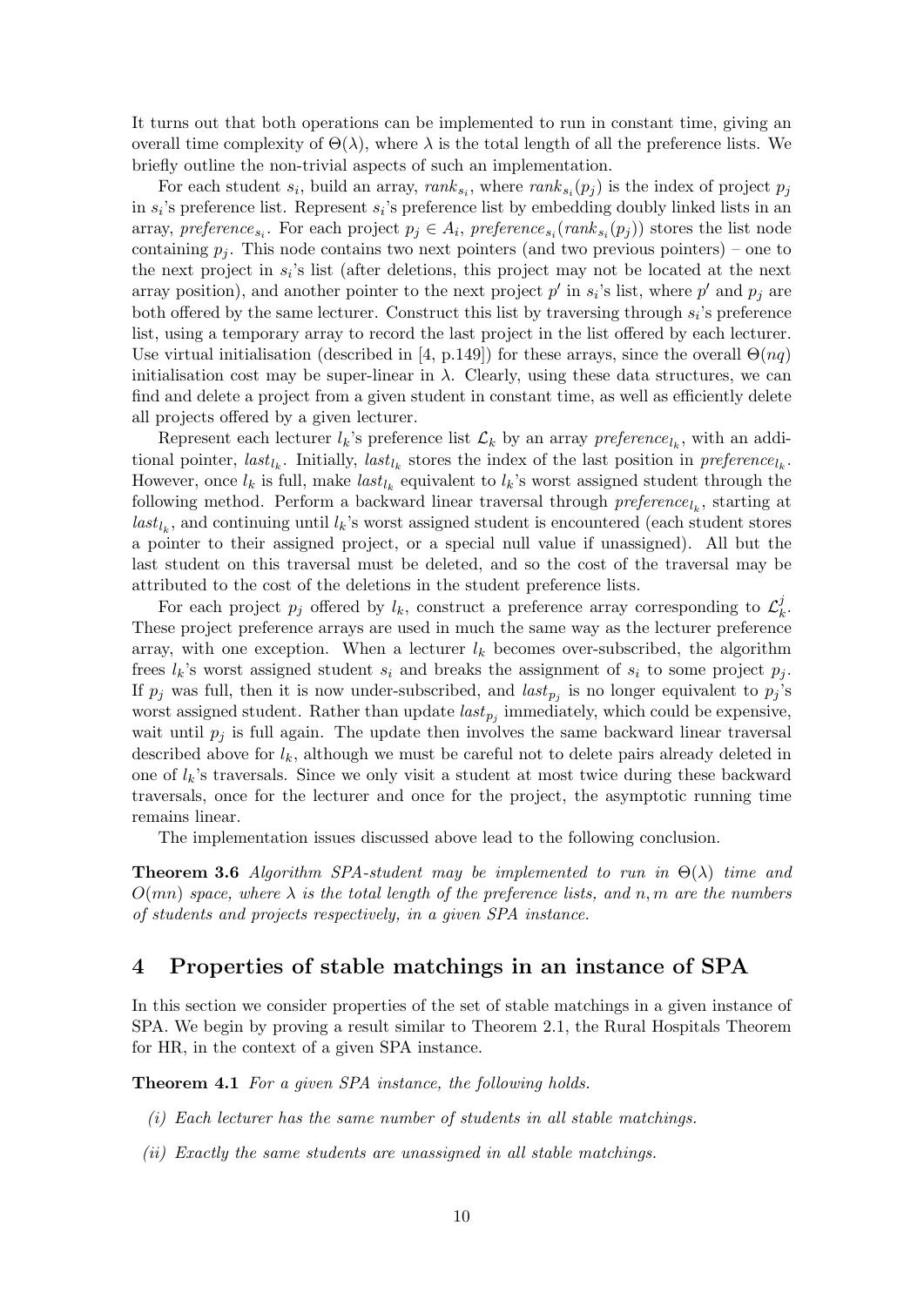It turns out that both operations can be implemented to run in constant time, giving an overall time complexity of $\Theta(\lambda)$, where $\lambda$ is the total length of all the preference lists. We briefly outline the non-trivial aspects of such an implementation.

For each student $s_i$, build an array, $rank_{s_i}$, where $rank_{s_i}(p_j)$ is the index of project $p_j$ in $s_i$'s preference list. Represent $s_i$'s preference list by embedding doubly linked lists in an array, $preference_{s_i}$. For each project $p_j \in A_i$, $preference_{s_i}(rank_{s_i}(p_j))$ stores the list node containing $p_j$. This node contains two next pointers (and two previous pointers) – one to the next project in $s_i$'s list (after deletions, this project may not be located at the next array position), and another pointer to the next project $p'$ in $s_i$'s list, where $p'$ and $p_j$ are both offered by the same lecturer. Construct this list by traversing through $s_i$'s preference list, using a temporary array to record the last project in the list offered by each lecturer. Use virtual initialisation (described in [4, p.149]) for these arrays, since the overall $\Theta(nq)$ initialisation cost may be super-linear in $\lambda$. Clearly, using these data structures, we can find and delete a project from a given student in constant time, as well as efficiently delete all projects offered by a given lecturer.

Represent each lecturer $l_k$'s preference list $\mathcal{L}_k$ by an array $preference_{l_k}$, with an additional pointer, $last_{l_k}$. Initially, $last_{l_k}$ stores the index of the last position in $preference_{l_k}$. However, once $l_k$ is full, make $last_{l_k}$ equivalent to $l_k$'s worst assigned student through the following method. Perform a backward linear traversal through $preference_{l_k}$, starting at $last_{l_k}$, and continuing until $l_k$'s worst assigned student is encountered (each student stores a pointer to their assigned project, or a special null value if unassigned). All but the last student on this traversal must be deleted, and so the cost of the traversal may be attributed to the cost of the deletions in the student preference lists.

For each project $p_j$ offered by $l_k$, construct a preference array corresponding to $\mathcal{L}_k^j$. These project preference arrays are used in much the same way as the lecturer preference array, with one exception. When a lecturer $l_k$ becomes over-subscribed, the algorithm frees $l_k$'s worst assigned student $s_i$ and breaks the assignment of $s_i$ to some project $p_j$. If $p_j$ was full, then it is now under-subscribed, and $last_{p_j}$ is no longer equivalent to $p_j$'s worst assigned student. Rather than update $last_{p_j}$ immediately, which could be expensive, wait until $p_j$ is full again. The update then involves the same backward linear traversal described above for $l_k$, although we must be careful not to delete pairs already deleted in one of $l_k$'s traversals. Since we only visit a student at most twice during these backward traversals, once for the lecturer and once for the project, the asymptotic running time remains linear.

The implementation issues discussed above lead to the following conclusion.

**Theorem 3.6** *Algorithm SPA-student may be implemented to run in $\Theta(\lambda)$ time and $O(mn)$ space, where $\lambda$ is the total length of the preference lists, and $n, m$ are the numbers of students and projects respectively, in a given SPA instance.*

## 4 Properties of stable matchings in an instance of SPA

In this section we consider properties of the set of stable matchings in a given instance of SPA. We begin by proving a result similar to Theorem 2.1, the Rural Hospitals Theorem for HR, in the context of a given SPA instance.

**Theorem 4.1** *For a given SPA instance, the following holds.*

*(i) Each lecturer has the same number of students in all stable matchings.*

*(ii) Exactly the same students are unassigned in all stable matchings.*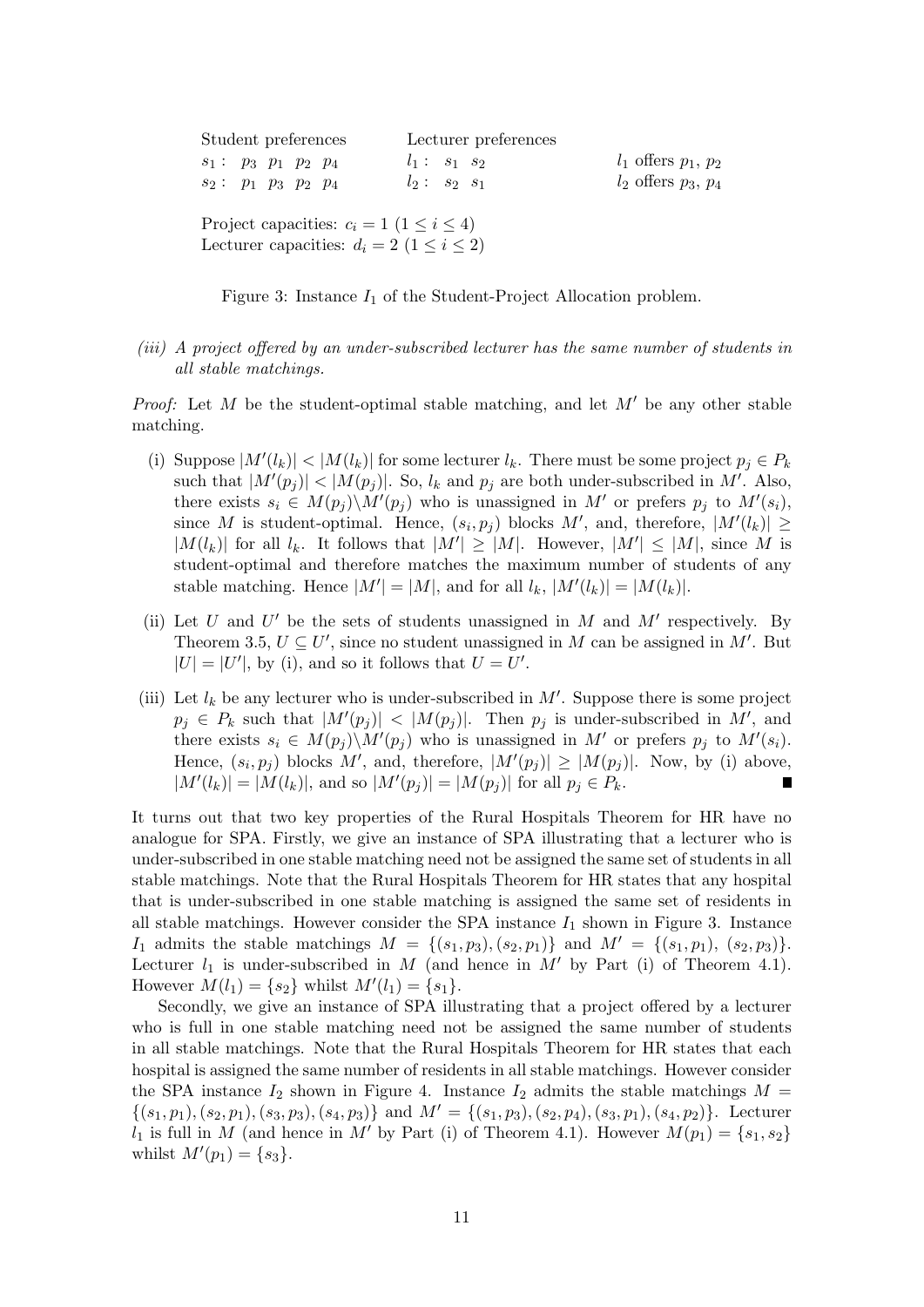| Student preferences | Lecturer preferences | |
|---|---|---|
| $s_1$ : $p_3$ $p_1$ $p_2$ $p_4$ | $l_1$ : $s_1$ $s_2$ | $l_1$ offers $p_1$, $p_2$ |
| $s_2$ : $p_1$ $p_3$ $p_2$ $p_4$ | $l_2$ : $s_2$ $s_1$ | $l_2$ offers $p_3$, $p_4$ |

Project capacities: $c_i = 1$ $(1 \leq i \leq 4)$
Lecturer capacities: $d_i = 2$ $(1 \leq i \leq 2)$

Figure 3: Instance $I_1$ of the Student-Project Allocation problem.

*(iii) A project offered by an under-subscribed lecturer has the same number of students in all stable matchings.*

*Proof:* Let $M$ be the student-optimal stable matching, and let $M'$ be any other stable matching.

(i) Suppose $|M'(l_k)| < |M(l_k)|$ for some lecturer $l_k$. There must be some project $p_j \in P_k$ such that $|M'(p_j)| < |M(p_j)|$. So, $l_k$ and $p_j$ are both under-subscribed in $M'$. Also, there exists $s_i \in M(p_j) \backslash M'(p_j)$ who is unassigned in $M'$ or prefers $p_j$ to $M'(s_i)$, since $M$ is student-optimal. Hence, $(s_i, p_j)$ blocks $M'$, and, therefore, $|M'(l_k)| \geq |M(l_k)|$ for all $l_k$. It follows that $|M'| \geq |M|$. However, $|M'| \leq |M|$, since $M$ is student-optimal and therefore matches the maximum number of students of any stable matching. Hence $|M'| = |M|$, and for all $l_k$, $|M'(l_k)| = |M(l_k)|$.

(ii) Let $U$ and $U'$ be the sets of students unassigned in $M$ and $M'$ respectively. By Theorem 3.5, $U \subseteq U'$, since no student unassigned in $M$ can be assigned in $M'$. But $|U| = |U'|$, by (i), and so it follows that $U = U'$.

(iii) Let $l_k$ be any lecturer who is under-subscribed in $M'$. Suppose there is some project $p_j \in P_k$ such that $|M'(p_j)| < |M(p_j)|$. Then $p_j$ is under-subscribed in $M'$, and there exists $s_i \in M(p_j) \backslash M'(p_j)$ who is unassigned in $M'$ or prefers $p_j$ to $M'(s_i)$. Hence, $(s_i, p_j)$ blocks $M'$, and, therefore, $|M'(p_j)| \geq |M(p_j)|$. Now, by (i) above, $|M'(l_k)| = |M(l_k)|$, and so $|M'(p_j)| = |M(p_j)|$ for all $p_j \in P_k$. ■

It turns out that two key properties of the Rural Hospitals Theorem for HR have no analogue for SPA. Firstly, we give an instance of SPA illustrating that a lecturer who is under-subscribed in one stable matching need not be assigned the same set of students in all stable matchings. Note that the Rural Hospitals Theorem for HR states that any hospital that is under-subscribed in one stable matching is assigned the same set of residents in all stable matchings. However consider the SPA instance $I_1$ shown in Figure 3. Instance $I_1$ admits the stable matchings $M = \{(s_1, p_3), (s_2, p_1)\}$ and $M' = \{(s_1, p_1), (s_2, p_3)\}$. Lecturer $l_1$ is under-subscribed in $M$ (and hence in $M'$ by Part (i) of Theorem 4.1). However $M(l_1) = \{s_2\}$ whilst $M'(l_1) = \{s_1\}$.

Secondly, we give an instance of SPA illustrating that a project offered by a lecturer who is full in one stable matching need not be assigned the same number of students in all stable matchings. Note that the Rural Hospitals Theorem for HR states that each hospital is assigned the same number of residents in all stable matchings. However consider the SPA instance $I_2$ shown in Figure 4. Instance $I_2$ admits the stable matchings $M = \{(s_1, p_1), (s_2, p_1), (s_3, p_3), (s_4, p_3)\}$ and $M' = \{(s_1, p_3), (s_2, p_4), (s_3, p_1), (s_4, p_2)\}$. Lecturer $l_1$ is full in $M$ (and hence in $M'$ by Part (i) of Theorem 4.1). However $M(p_1) = \{s_1, s_2\}$ whilst $M'(p_1) = \{s_3\}$.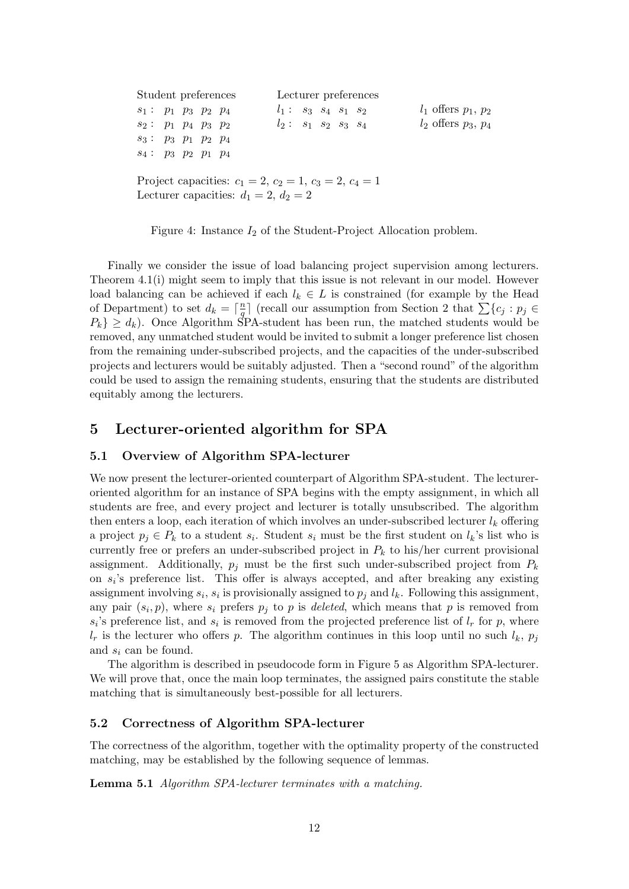Student preferences

$s_1$ : $p_1$ $p_3$ $p_2$ $p_4$
$s_2$ : $p_1$ $p_4$ $p_3$ $p_2$
$s_3$ : $p_3$ $p_1$ $p_2$ $p_4$
$s_4$ : $p_3$ $p_2$ $p_1$ $p_4$

Lecturer preferences

$l_1$ : $s_3$ $s_4$ $s_1$ $s_2$ — $l_1$ offers $p_1$, $p_2$
$l_2$ : $s_1$ $s_2$ $s_3$ $s_4$ — $l_2$ offers $p_3$, $p_4$

Project capacities: $c_1 = 2$, $c_2 = 1$, $c_3 = 2$, $c_4 = 1$
Lecturer capacities: $d_1 = 2$, $d_2 = 2$

Figure 4: Instance $I_2$ of the Student-Project Allocation problem.

Finally we consider the issue of load balancing project supervision among lecturers. Theorem 4.1(i) might seem to imply that this issue is not relevant in our model. However load balancing can be achieved if each $l_k \in L$ is constrained (for example by the Head of Department) to set $d_k = \lceil \frac{n}{q} \rceil$ (recall our assumption from Section 2 that $\sum\{c_j : p_j \in P_k\} \geq d_k$). Once Algorithm SPA-student has been run, the matched students would be removed, any unmatched student would be invited to submit a longer preference list chosen from the remaining under-subscribed projects, and the capacities of the under-subscribed projects and lecturers would be suitably adjusted. Then a "second round" of the algorithm could be used to assign the remaining students, ensuring that the students are distributed equitably among the lecturers.

## 5 Lecturer-oriented algorithm for SPA

### 5.1 Overview of Algorithm SPA-lecturer

We now present the lecturer-oriented counterpart of Algorithm SPA-student. The lecturer-oriented algorithm for an instance of SPA begins with the empty assignment, in which all students are free, and every project and lecturer is totally unsubscribed. The algorithm then enters a loop, each iteration of which involves an under-subscribed lecturer $l_k$ offering a project $p_j \in P_k$ to a student $s_i$. Student $s_i$ must be the first student on $l_k$'s list who is currently free or prefers an under-subscribed project in $P_k$ to his/her current provisional assignment. Additionally, $p_j$ must be the first such under-subscribed project from $P_k$ on $s_i$'s preference list. This offer is always accepted, and after breaking any existing assignment involving $s_i$, $s_i$ is provisionally assigned to $p_j$ and $l_k$. Following this assignment, any pair $(s_i, p)$, where $s_i$ prefers $p_j$ to $p$ is *deleted*, which means that $p$ is removed from $s_i$'s preference list, and $s_i$ is removed from the projected preference list of $l_r$ for $p$, where $l_r$ is the lecturer who offers $p$. The algorithm continues in this loop until no such $l_k$, $p_j$ and $s_i$ can be found.

The algorithm is described in pseudocode form in Figure 5 as Algorithm SPA-lecturer. We will prove that, once the main loop terminates, the assigned pairs constitute the stable matching that is simultaneously best-possible for all lecturers.

### 5.2 Correctness of Algorithm SPA-lecturer

The correctness of the algorithm, together with the optimality property of the constructed matching, may be established by the following sequence of lemmas.

**Lemma 5.1** *Algorithm SPA-lecturer terminates with a matching.*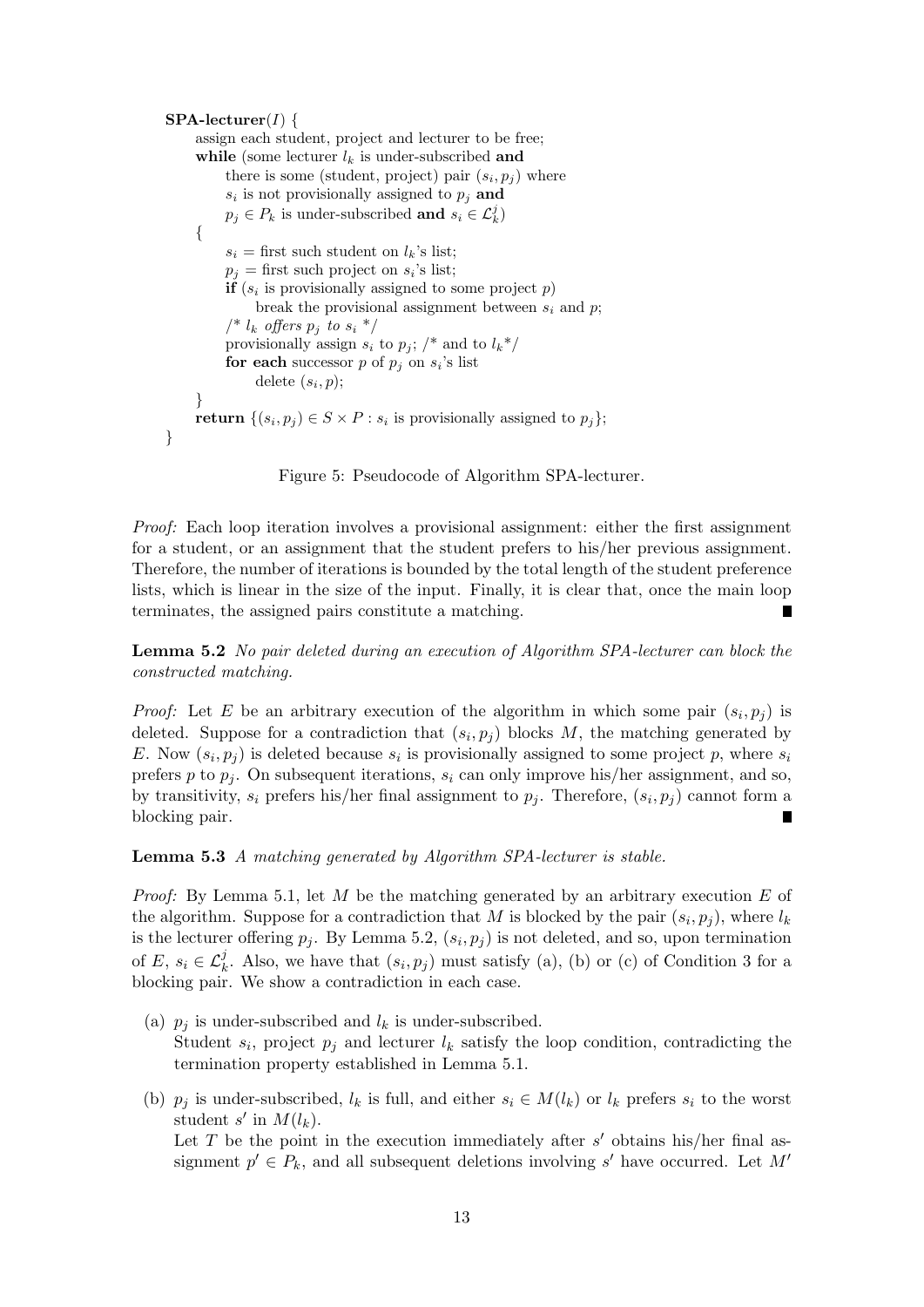```
SPA-lecturer(I) {
    assign each student, project and lecturer to be free;
    while (some lecturer l_k is under-subscribed and
          there is some (student, project) pair (s_i, p_j) where
          s_i is not provisionally assigned to p_j and
          p_j ∈ P_k is under-subscribed and s_i ∈ L_k^j)
    {
        s_i = first such student on l_k's list;
        p_j = first such project on s_i's list;
        if (s_i is provisionally assigned to some project p)
            break the provisional assignment between s_i and p;
        /* l_k offers p_j to s_i */
        provisionally assign s_i to p_j; /* and to l_k*/
        for each successor p of p_j on s_i's list
            delete (s_i, p);
    }
    return {(s_i, p_j) ∈ S × P : s_i is provisionally assigned to p_j};
}
```

Figure 5: Pseudocode of Algorithm SPA-lecturer.

*Proof:* Each loop iteration involves a provisional assignment: either the first assignment for a student, or an assignment that the student prefers to his/her previous assignment. Therefore, the number of iterations is bounded by the total length of the student preference lists, which is linear in the size of the input. Finally, it is clear that, once the main loop terminates, the assigned pairs constitute a matching. ∎

**Lemma 5.2** *No pair deleted during an execution of Algorithm SPA-lecturer can block the constructed matching.*

*Proof:* Let $E$ be an arbitrary execution of the algorithm in which some pair $(s_i, p_j)$ is deleted. Suppose for a contradiction that $(s_i, p_j)$ blocks $M$, the matching generated by $E$. Now $(s_i, p_j)$ is deleted because $s_i$ is provisionally assigned to some project $p$, where $s_i$ prefers $p$ to $p_j$. On subsequent iterations, $s_i$ can only improve his/her assignment, and so, by transitivity, $s_i$ prefers his/her final assignment to $p_j$. Therefore, $(s_i, p_j)$ cannot form a blocking pair. ∎

**Lemma 5.3** *A matching generated by Algorithm SPA-lecturer is stable.*

*Proof:* By Lemma 5.1, let $M$ be the matching generated by an arbitrary execution $E$ of the algorithm. Suppose for a contradiction that $M$ is blocked by the pair $(s_i, p_j)$, where $l_k$ is the lecturer offering $p_j$. By Lemma 5.2, $(s_i, p_j)$ is not deleted, and so, upon termination of $E$, $s_i \in \mathcal{L}_k^j$. Also, we have that $(s_i, p_j)$ must satisfy (a), (b) or (c) of Condition 3 for a blocking pair. We show a contradiction in each case.

(a) $p_j$ is under-subscribed and $l_k$ is under-subscribed.
Student $s_i$, project $p_j$ and lecturer $l_k$ satisfy the loop condition, contradicting the termination property established in Lemma 5.1.

(b) $p_j$ is under-subscribed, $l_k$ is full, and either $s_i \in M(l_k)$ or $l_k$ prefers $s_i$ to the worst student $s'$ in $M(l_k)$.
Let $T$ be the point in the execution immediately after $s'$ obtains his/her final assignment $p' \in P_k$, and all subsequent deletions involving $s'$ have occurred. Let $M'$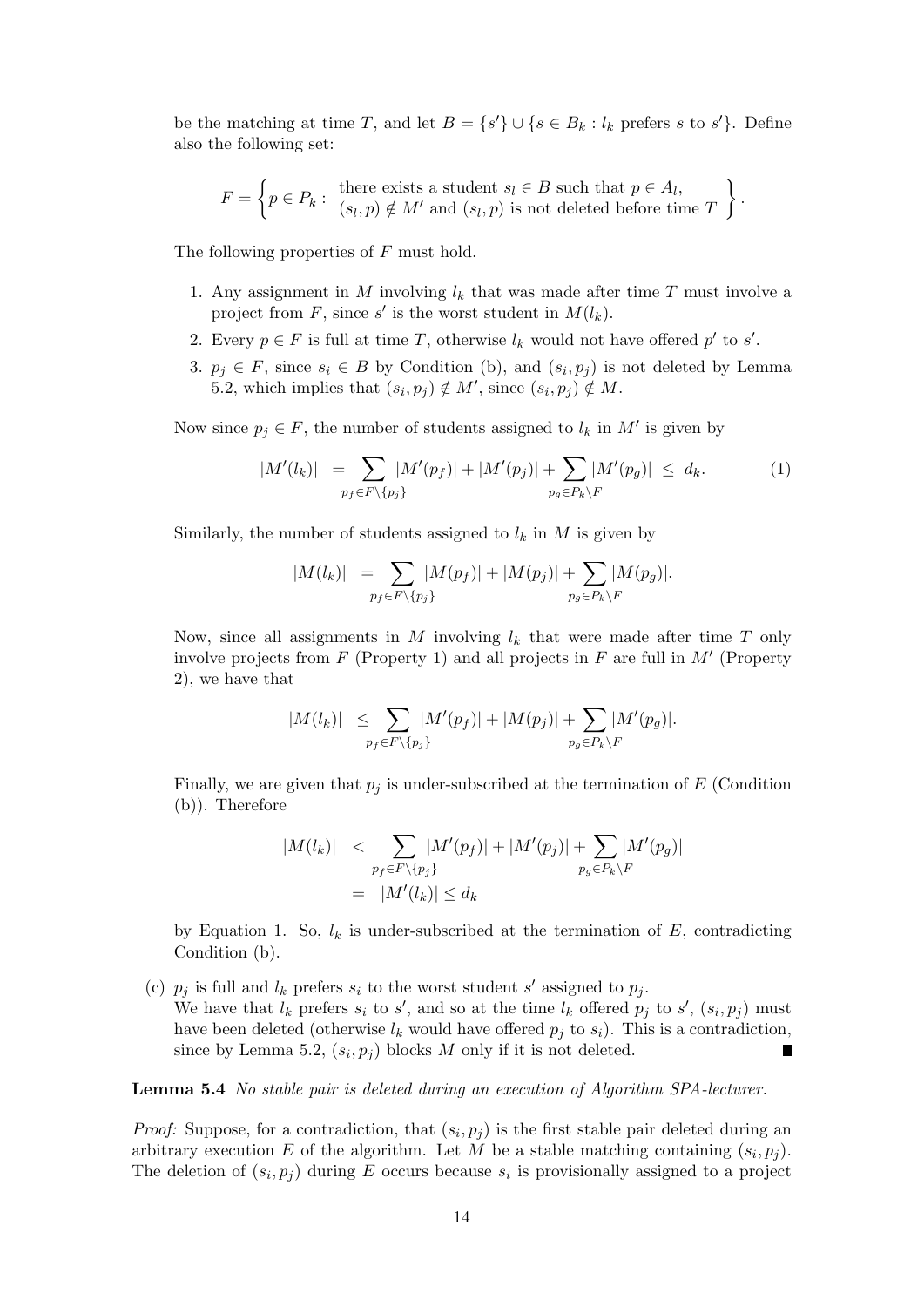be the matching at time $T$, and let $B = \{s'\} \cup \{s \in B_k : l_k \text{ prefers } s \text{ to } s'\}$. Define also the following set:

$$F = \left\{ p \in P_k : \begin{array}{l} \text{there exists a student } s_l \in B \text{ such that } p \in A_l, \\ (s_l, p) \notin M' \text{ and } (s_l, p) \text{ is not deleted before time } T \end{array} \right\}.$$

The following properties of $F$ must hold.

1. Any assignment in $M$ involving $l_k$ that was made after time $T$ must involve a project from $F$, since $s'$ is the worst student in $M(l_k)$.
2. Every $p \in F$ is full at time $T$, otherwise $l_k$ would not have offered $p'$ to $s'$.
3. $p_j \in F$, since $s_i \in B$ by Condition (b), and $(s_i, p_j)$ is not deleted by Lemma 5.2, which implies that $(s_i, p_j) \notin M'$, since $(s_i, p_j) \notin M$.

Now since $p_j \in F$, the number of students assigned to $l_k$ in $M'$ is given by

$$|M'(l_k)| \;=\; \sum_{p_f \in F \setminus \{p_j\}} |M'(p_f)| + |M'(p_j)| + \sum_{p_g \in P_k \setminus F} |M'(p_g)| \;\leq\; d_k. \tag{1}$$

Similarly, the number of students assigned to $l_k$ in $M$ is given by

$$|M(l_k)| \;=\; \sum_{p_f \in F \setminus \{p_j\}} |M(p_f)| + |M(p_j)| + \sum_{p_g \in P_k \setminus F} |M(p_g)|.$$

Now, since all assignments in $M$ involving $l_k$ that were made after time $T$ only involve projects from $F$ (Property 1) and all projects in $F$ are full in $M'$ (Property 2), we have that

$$|M(l_k)| \;\leq\; \sum_{p_f \in F \setminus \{p_j\}} |M'(p_f)| + |M(p_j)| + \sum_{p_g \in P_k \setminus F} |M'(p_g)|.$$

Finally, we are given that $p_j$ is under-subscribed at the termination of $E$ (Condition (b)). Therefore

$$\begin{aligned} |M(l_k)| \;&<\; \sum_{p_f \in F \setminus \{p_j\}} |M'(p_f)| + |M'(p_j)| + \sum_{p_g \in P_k \setminus F} |M'(p_g)| \\ &=\; |M'(l_k)| \leq d_k \end{aligned}$$

by Equation 1. So, $l_k$ is under-subscribed at the termination of $E$, contradicting Condition (b).

(c) $p_j$ is full and $l_k$ prefers $s_i$ to the worst student $s'$ assigned to $p_j$.
We have that $l_k$ prefers $s_i$ to $s'$, and so at the time $l_k$ offered $p_j$ to $s'$, $(s_i, p_j)$ must have been deleted (otherwise $l_k$ would have offered $p_j$ to $s_i$). This is a contradiction, since by Lemma 5.2, $(s_i, p_j)$ blocks $M$ only if it is not deleted. ■

**Lemma 5.4** *No stable pair is deleted during an execution of Algorithm SPA-lecturer.*

*Proof:* Suppose, for a contradiction, that $(s_i, p_j)$ is the first stable pair deleted during an arbitrary execution $E$ of the algorithm. Let $M$ be a stable matching containing $(s_i, p_j)$. The deletion of $(s_i, p_j)$ during $E$ occurs because $s_i$ is provisionally assigned to a project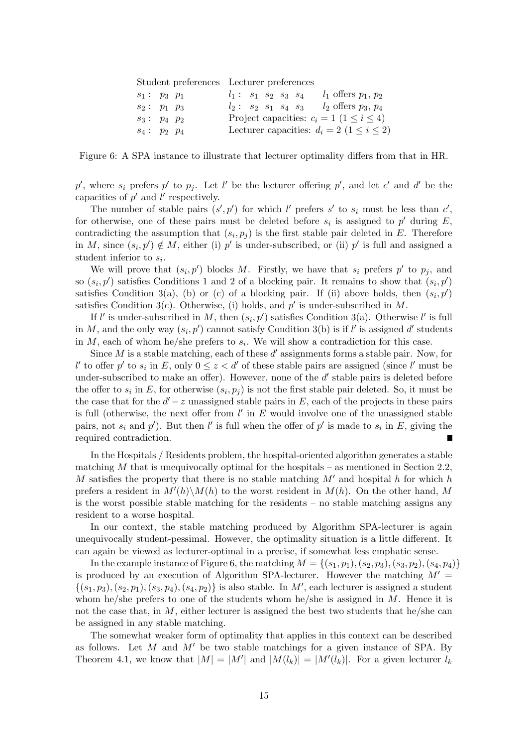| Student preferences | Lecturer preferences | |
|---|---|---|
| $s_1$ : $p_3$ $p_1$ | $l_1$ : $s_1$ $s_2$ $s_3$ $s_4$ | $l_1$ offers $p_1$, $p_2$ |
| $s_2$ : $p_1$ $p_3$ | $l_2$ : $s_2$ $s_1$ $s_4$ $s_3$ | $l_2$ offers $p_3$, $p_4$ |
| $s_3$ : $p_4$ $p_2$ | Project capacities: $c_i = 1$ $(1 \leq i \leq 4)$ | |
| $s_4$ : $p_2$ $p_4$ | Lecturer capacities: $d_i = 2$ $(1 \leq i \leq 2)$ | |

Figure 6: A SPA instance to illustrate that lecturer optimality differs from that in HR.

$p'$, where $s_i$ prefers $p'$ to $p_j$. Let $l'$ be the lecturer offering $p'$, and let $c'$ and $d'$ be the capacities of $p'$ and $l'$ respectively.

The number of stable pairs $(s', p')$ for which $l'$ prefers $s'$ to $s_i$ must be less than $c'$, for otherwise, one of these pairs must be deleted before $s_i$ is assigned to $p'$ during $E$, contradicting the assumption that $(s_i, p_j)$ is the first stable pair deleted in $E$. Therefore in $M$, since $(s_i, p') \notin M$, either (i) $p'$ is under-subscribed, or (ii) $p'$ is full and assigned a student inferior to $s_i$.

We will prove that $(s_i, p')$ blocks $M$. Firstly, we have that $s_i$ prefers $p'$ to $p_j$, and so $(s_i, p')$ satisfies Conditions 1 and 2 of a blocking pair. It remains to show that $(s_i, p')$ satisfies Condition 3(a), (b) or (c) of a blocking pair. If (ii) above holds, then $(s_i, p')$ satisfies Condition 3(c). Otherwise, (i) holds, and $p'$ is under-subscribed in $M$.

If $l'$ is under-subscribed in $M$, then $(s_i, p')$ satisfies Condition 3(a). Otherwise $l'$ is full in $M$, and the only way $(s_i, p')$ cannot satisfy Condition 3(b) is if $l'$ is assigned $d'$ students in $M$, each of whom he/she prefers to $s_i$. We will show a contradiction for this case.

Since $M$ is a stable matching, each of these $d'$ assignments forms a stable pair. Now, for $l'$ to offer $p'$ to $s_i$ in $E$, only $0 \leq z < d'$ of these stable pairs are assigned (since $l'$ must be under-subscribed to make an offer). However, none of the $d'$ stable pairs is deleted before the offer to $s_i$ in $E$, for otherwise $(s_i, p_j)$ is not the first stable pair deleted. So, it must be the case that for the $d' - z$ unassigned stable pairs in $E$, each of the projects in these pairs is full (otherwise, the next offer from $l'$ in $E$ would involve one of the unassigned stable pairs, not $s_i$ and $p'$). But then $l'$ is full when the offer of $p'$ is made to $s_i$ in $E$, giving the required contradiction. ∎

In the Hospitals / Residents problem, the hospital-oriented algorithm generates a stable matching $M$ that is unequivocally optimal for the hospitals – as mentioned in Section 2.2, $M$ satisfies the property that there is no stable matching $M'$ and hospital $h$ for which $h$ prefers a resident in $M'(h) \backslash M(h)$ to the worst resident in $M(h)$. On the other hand, $M$ is the worst possible stable matching for the residents – no stable matching assigns any resident to a worse hospital.

In our context, the stable matching produced by Algorithm SPA-lecturer is again unequivocally student-pessimal. However, the optimality situation is a little different. It can again be viewed as lecturer-optimal in a precise, if somewhat less emphatic sense.

In the example instance of Figure 6, the matching $M = \{(s_1, p_1), (s_2, p_3), (s_3, p_2), (s_4, p_4)\}$ is produced by an execution of Algorithm SPA-lecturer. However the matching $M' = \{(s_1, p_3), (s_2, p_1), (s_3, p_4), (s_4, p_2)\}$ is also stable. In $M'$, each lecturer is assigned a student whom he/she prefers to one of the students whom he/she is assigned in $M$. Hence it is not the case that, in $M$, either lecturer is assigned the best two students that he/she can be assigned in any stable matching.

The somewhat weaker form of optimality that applies in this context can be described as follows. Let $M$ and $M'$ be two stable matchings for a given instance of SPA. By Theorem 4.1, we know that $|M| = |M'|$ and $|M(l_k)| = |M'(l_k)|$. For a given lecturer $l_k$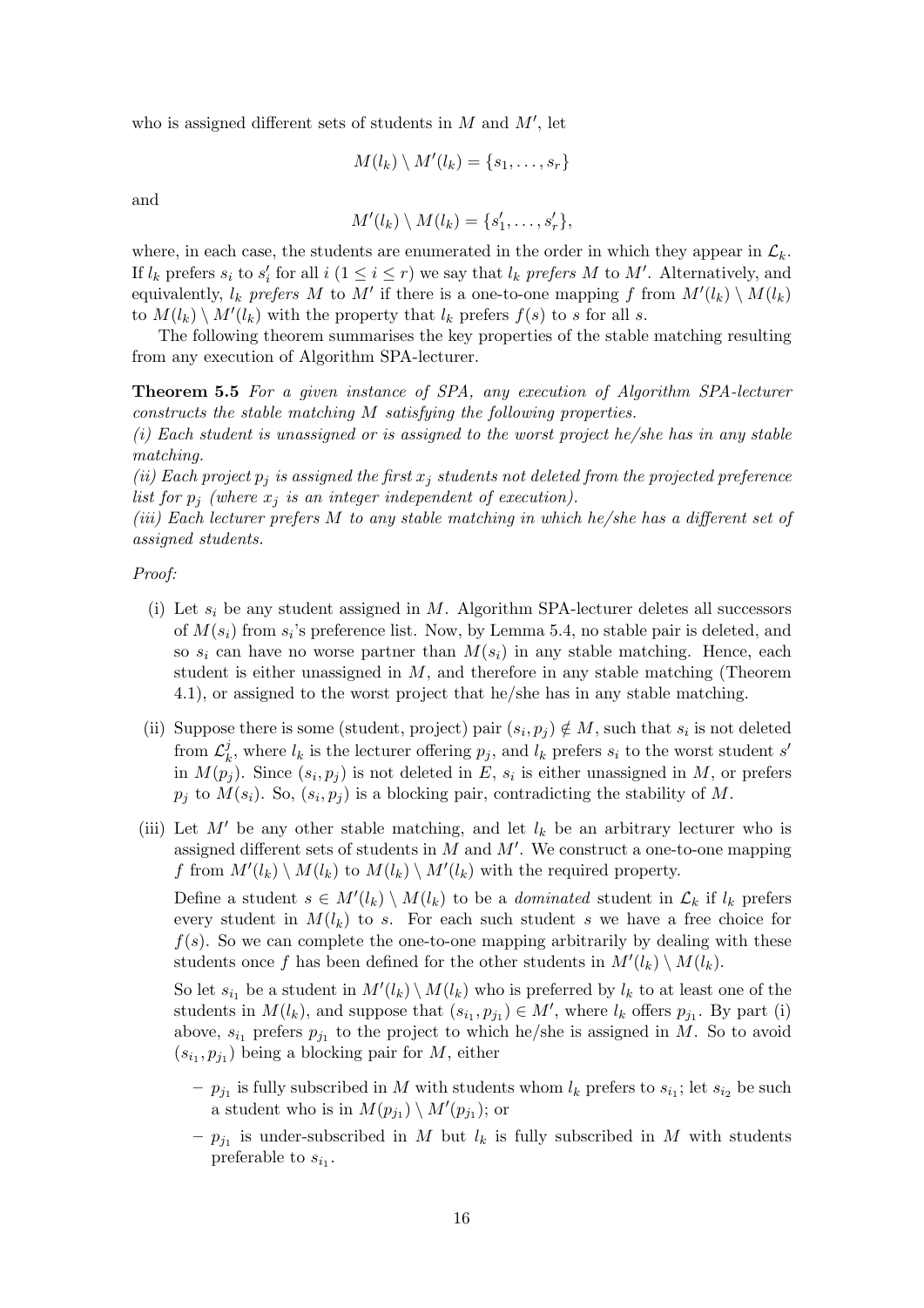who is assigned different sets of students in $M$ and $M'$, let

$$M(l_k) \setminus M'(l_k) = \{s_1, \ldots, s_r\}$$

and

$$M'(l_k) \setminus M(l_k) = \{s'_1, \ldots, s'_r\},$$

where, in each case, the students are enumerated in the order in which they appear in $\mathcal{L}_k$. If $l_k$ prefers $s_i$ to $s'_i$ for all $i$ ($1 \leq i \leq r$) we say that $l_k$ *prefers* $M$ *to* $M'$. Alternatively, and equivalently, $l_k$ *prefers* $M$ *to* $M'$ if there is a one-to-one mapping $f$ from $M'(l_k) \setminus M(l_k)$ to $M(l_k) \setminus M'(l_k)$ with the property that $l_k$ prefers $f(s)$ to $s$ for all $s$.

The following theorem summarises the key properties of the stable matching resulting from any execution of Algorithm SPA-lecturer.

**Theorem 5.5** *For a given instance of SPA, any execution of Algorithm SPA-lecturer constructs the stable matching $M$ satisfying the following properties.*
*(i) Each student is unassigned or is assigned to the worst project he/she has in any stable matching.*
*(ii) Each project $p_j$ is assigned the first $x_j$ students not deleted from the projected preference list for $p_j$ (where $x_j$ is an integer independent of execution).*
*(iii) Each lecturer prefers $M$ to any stable matching in which he/she has a different set of assigned students.*

*Proof:*

(i) Let $s_i$ be any student assigned in $M$. Algorithm SPA-lecturer deletes all successors of $M(s_i)$ from $s_i$'s preference list. Now, by Lemma 5.4, no stable pair is deleted, and so $s_i$ can have no worse partner than $M(s_i)$ in any stable matching. Hence, each student is either unassigned in $M$, and therefore in any stable matching (Theorem 4.1), or assigned to the worst project that he/she has in any stable matching.

(ii) Suppose there is some (student, project) pair $(s_i, p_j) \notin M$, such that $s_i$ is not deleted from $\mathcal{L}_k^j$, where $l_k$ is the lecturer offering $p_j$, and $l_k$ prefers $s_i$ to the worst student $s'$ in $M(p_j)$. Since $(s_i, p_j)$ is not deleted in $E$, $s_i$ is either unassigned in $M$, or prefers $p_j$ to $M(s_i)$. So, $(s_i, p_j)$ is a blocking pair, contradicting the stability of $M$.

(iii) Let $M'$ be any other stable matching, and let $l_k$ be an arbitrary lecturer who is assigned different sets of students in $M$ and $M'$. We construct a one-to-one mapping $f$ from $M'(l_k) \setminus M(l_k)$ to $M(l_k) \setminus M'(l_k)$ with the required property.

Define a student $s \in M'(l_k) \setminus M(l_k)$ to be a *dominated* student in $\mathcal{L}_k$ if $l_k$ prefers every student in $M(l_k)$ to $s$. For each such student $s$ we have a free choice for $f(s)$. So we can complete the one-to-one mapping arbitrarily by dealing with these students once $f$ has been defined for the other students in $M'(l_k) \setminus M(l_k)$.

So let $s_{i_1}$ be a student in $M'(l_k) \setminus M(l_k)$ who is preferred by $l_k$ to at least one of the students in $M(l_k)$, and suppose that $(s_{i_1}, p_{j_1}) \in M'$, where $l_k$ offers $p_{j_1}$. By part (i) above, $s_{i_1}$ prefers $p_{j_1}$ to the project to which he/she is assigned in $M$. So to avoid $(s_{i_1}, p_{j_1})$ being a blocking pair for $M$, either

- $p_{j_1}$ is fully subscribed in $M$ with students whom $l_k$ prefers to $s_{i_1}$; let $s_{i_2}$ be such a student who is in $M(p_{j_1}) \setminus M'(p_{j_1})$; or
- $p_{j_1}$ is under-subscribed in $M$ but $l_k$ is fully subscribed in $M$ with students preferable to $s_{i_1}$.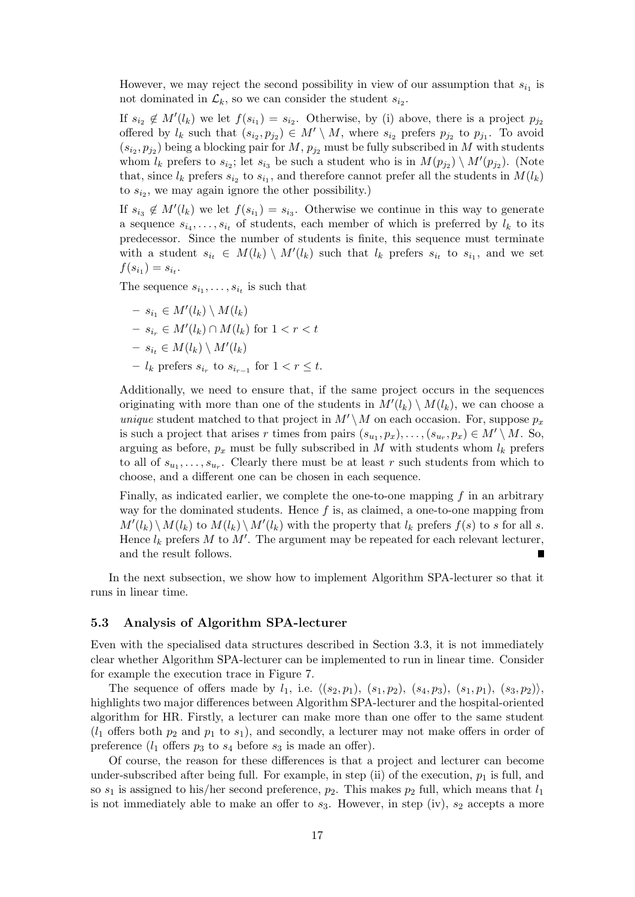However, we may reject the second possibility in view of our assumption that $s_{i_1}$ is not dominated in $\mathcal{L}_k$, so we can consider the student $s_{i_2}$.

If $s_{i_2} \notin M'(l_k)$ we let $f(s_{i_1}) = s_{i_2}$. Otherwise, by (i) above, there is a project $p_{j_2}$ offered by $l_k$ such that $(s_{i_2}, p_{j_2}) \in M' \setminus M$, where $s_{i_2}$ prefers $p_{j_2}$ to $p_{j_1}$. To avoid $(s_{i_2}, p_{j_2})$ being a blocking pair for $M$, $p_{j_2}$ must be fully subscribed in $M$ with students whom $l_k$ prefers to $s_{i_2}$; let $s_{i_3}$ be such a student who is in $M(p_{j_2}) \setminus M'(p_{j_2})$. (Note that, since $l_k$ prefers $s_{i_2}$ to $s_{i_1}$, and therefore cannot prefer all the students in $M(l_k)$ to $s_{i_2}$, we may again ignore the other possibility.)

If $s_{i_3} \notin M'(l_k)$ we let $f(s_{i_1}) = s_{i_3}$. Otherwise we continue in this way to generate a sequence $s_{i_4}, \ldots, s_{i_t}$ of students, each member of which is preferred by $l_k$ to its predecessor. Since the number of students is finite, this sequence must terminate with a student $s_{i_t} \in M(l_k) \setminus M'(l_k)$ such that $l_k$ prefers $s_{i_t}$ to $s_{i_1}$, and we set $f(s_{i_1}) = s_{i_t}$.

The sequence $s_{i_1}, \ldots, s_{i_t}$ is such that

- $s_{i_1} \in M'(l_k) \setminus M(l_k)$
- $s_{i_r} \in M'(l_k) \cap M(l_k)$ for $1 < r < t$
- $s_{i_t} \in M(l_k) \setminus M'(l_k)$
- $l_k$ prefers $s_{i_r}$ to $s_{i_{r-1}}$ for $1 < r \leq t$.

Additionally, we need to ensure that, if the same project occurs in the sequences originating with more than one of the students in $M'(l_k) \setminus M(l_k)$, we can choose a *unique* student matched to that project in $M' \setminus M$ on each occasion. For, suppose $p_x$ is such a project that arises $r$ times from pairs $(s_{u_1}, p_x), \ldots, (s_{u_r}, p_x) \in M' \setminus M$. So, arguing as before, $p_x$ must be fully subscribed in $M$ with students whom $l_k$ prefers to all of $s_{u_1}, \ldots, s_{u_r}$. Clearly there must be at least $r$ such students from which to choose, and a different one can be chosen in each sequence.

Finally, as indicated earlier, we complete the one-to-one mapping $f$ in an arbitrary way for the dominated students. Hence $f$ is, as claimed, a one-to-one mapping from $M'(l_k) \setminus M(l_k)$ to $M(l_k) \setminus M'(l_k)$ with the property that $l_k$ prefers $f(s)$ to $s$ for all $s$. Hence $l_k$ prefers $M$ to $M'$. The argument may be repeated for each relevant lecturer, and the result follows. ∎

In the next subsection, we show how to implement Algorithm SPA-lecturer so that it runs in linear time.

### 5.3 Analysis of Algorithm SPA-lecturer

Even with the specialised data structures described in Section 3.3, it is not immediately clear whether Algorithm SPA-lecturer can be implemented to run in linear time. Consider for example the execution trace in Figure 7.

The sequence of offers made by $l_1$, i.e. $\langle (s_2, p_1),\ (s_1, p_2),\ (s_4, p_3),\ (s_1, p_1),\ (s_3, p_2) \rangle$, highlights two major differences between Algorithm SPA-lecturer and the hospital-oriented algorithm for HR. Firstly, a lecturer can make more than one offer to the same student ($l_1$ offers both $p_2$ and $p_1$ to $s_1$), and secondly, a lecturer may not make offers in order of preference ($l_1$ offers $p_3$ to $s_4$ before $s_3$ is made an offer).

Of course, the reason for these differences is that a project and lecturer can become under-subscribed after being full. For example, in step (ii) of the execution, $p_1$ is full, and so $s_1$ is assigned to his/her second preference, $p_2$. This makes $p_2$ full, which means that $l_1$ is not immediately able to make an offer to $s_3$. However, in step (iv), $s_2$ accepts a more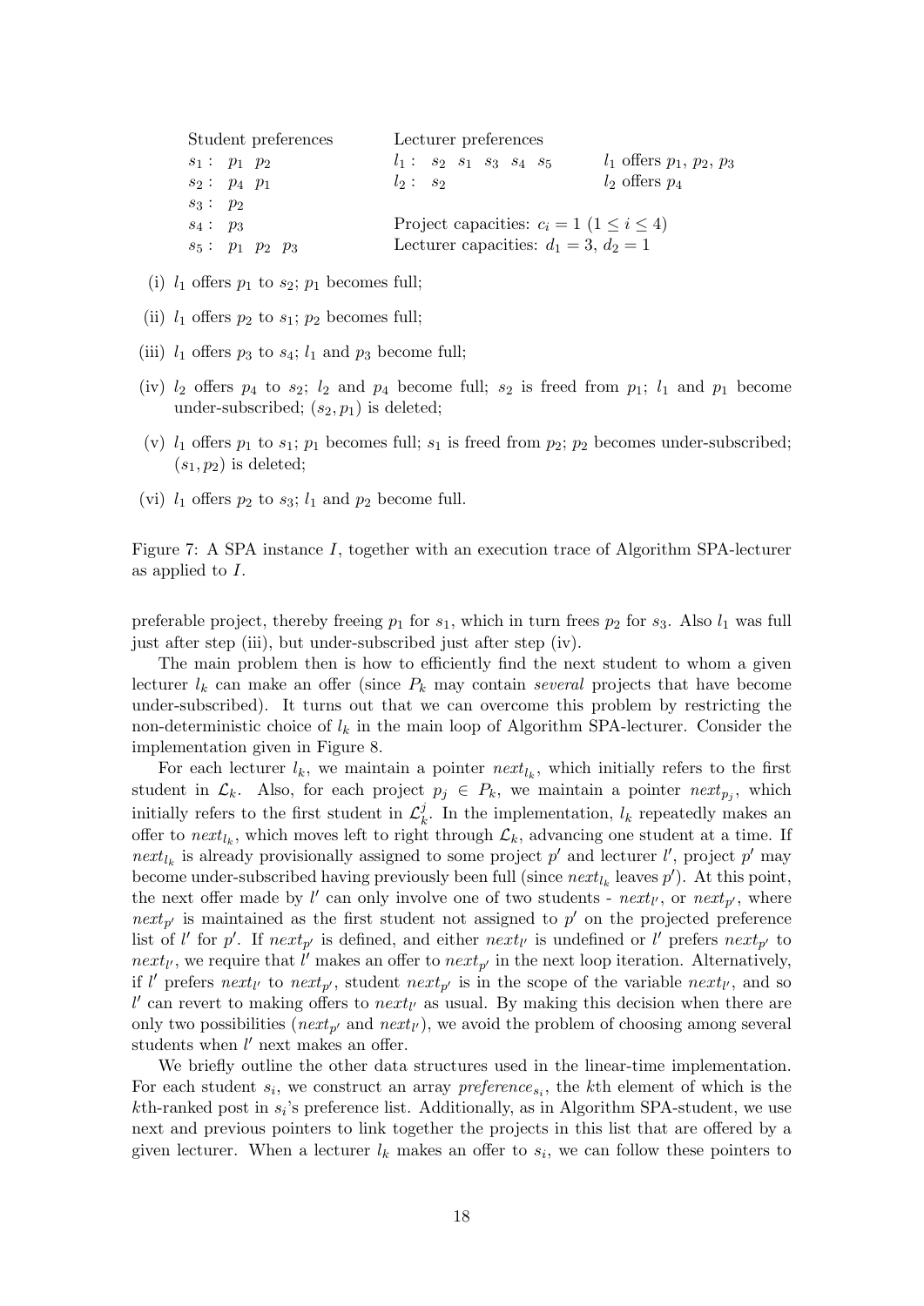| Student preferences | Lecturer preferences | |
|---|---|---|
| $s_1$ : $p_1$ $p_2$ | $l_1$ : $s_2$ $s_1$ $s_3$ $s_4$ $s_5$ | $l_1$ offers $p_1$, $p_2$, $p_3$ |
| $s_2$ : $p_4$ $p_1$ | $l_2$ : $s_2$ | $l_2$ offers $p_4$ |
| $s_3$ : $p_2$ | | |
| $s_4$ : $p_3$ | Project capacities: $c_i = 1$ $(1 \leq i \leq 4)$ | |
| $s_5$ : $p_1$ $p_2$ $p_3$ | Lecturer capacities: $d_1 = 3$, $d_2 = 1$ | |

(i) $l_1$ offers $p_1$ to $s_2$; $p_1$ becomes full;

(ii) $l_1$ offers $p_2$ to $s_1$; $p_2$ becomes full;

(iii) $l_1$ offers $p_3$ to $s_4$; $l_1$ and $p_3$ become full;

(iv) $l_2$ offers $p_4$ to $s_2$; $l_2$ and $p_4$ become full; $s_2$ is freed from $p_1$; $l_1$ and $p_1$ become under-subscribed; $(s_2, p_1)$ is deleted;

(v) $l_1$ offers $p_1$ to $s_1$; $p_1$ becomes full; $s_1$ is freed from $p_2$; $p_2$ becomes under-subscribed; $(s_1, p_2)$ is deleted;

(vi) $l_1$ offers $p_2$ to $s_3$; $l_1$ and $p_2$ become full.

Figure 7: A SPA instance $I$, together with an execution trace of Algorithm SPA-lecturer as applied to $I$.

preferable project, thereby freeing $p_1$ for $s_1$, which in turn frees $p_2$ for $s_3$. Also $l_1$ was full just after step (iii), but under-subscribed just after step (iv).

The main problem then is how to efficiently find the next student to whom a given lecturer $l_k$ can make an offer (since $P_k$ may contain *several* projects that have become under-subscribed). It turns out that we can overcome this problem by restricting the non-deterministic choice of $l_k$ in the main loop of Algorithm SPA-lecturer. Consider the implementation given in Figure 8.

For each lecturer $l_k$, we maintain a pointer $next_{l_k}$, which initially refers to the first student in $\mathcal{L}_k$. Also, for each project $p_j \in P_k$, we maintain a pointer $next_{p_j}$, which initially refers to the first student in $\mathcal{L}_k^j$. In the implementation, $l_k$ repeatedly makes an offer to $next_{l_k}$, which moves left to right through $\mathcal{L}_k$, advancing one student at a time. If $next_{l_k}$ is already provisionally assigned to some project $p'$ and lecturer $l'$, project $p'$ may become under-subscribed having previously been full (since $next_{l_k}$ leaves $p'$). At this point, the next offer made by $l'$ can only involve one of two students - $next_{l'}$, or $next_{p'}$, where $next_{p'}$ is maintained as the first student not assigned to $p'$ on the projected preference list of $l'$ for $p'$. If $next_{p'}$ is defined, and either $next_{l'}$ is undefined or $l'$ prefers $next_{p'}$ to $next_{l'}$, we require that $l'$ makes an offer to $next_{p'}$ in the next loop iteration. Alternatively, if $l'$ prefers $next_{l'}$ to $next_{p'}$, student $next_{p'}$ is in the scope of the variable $next_{l'}$, and so $l'$ can revert to making offers to $next_{l'}$ as usual. By making this decision when there are only two possibilities ($next_{p'}$ and $next_{l'}$), we avoid the problem of choosing among several students when $l'$ next makes an offer.

We briefly outline the other data structures used in the linear-time implementation. For each student $s_i$, we construct an array $preference_{s_i}$, the $k$th element of which is the $k$th-ranked post in $s_i$'s preference list. Additionally, as in Algorithm SPA-student, we use next and previous pointers to link together the projects in this list that are offered by a given lecturer. When a lecturer $l_k$ makes an offer to $s_i$, we can follow these pointers to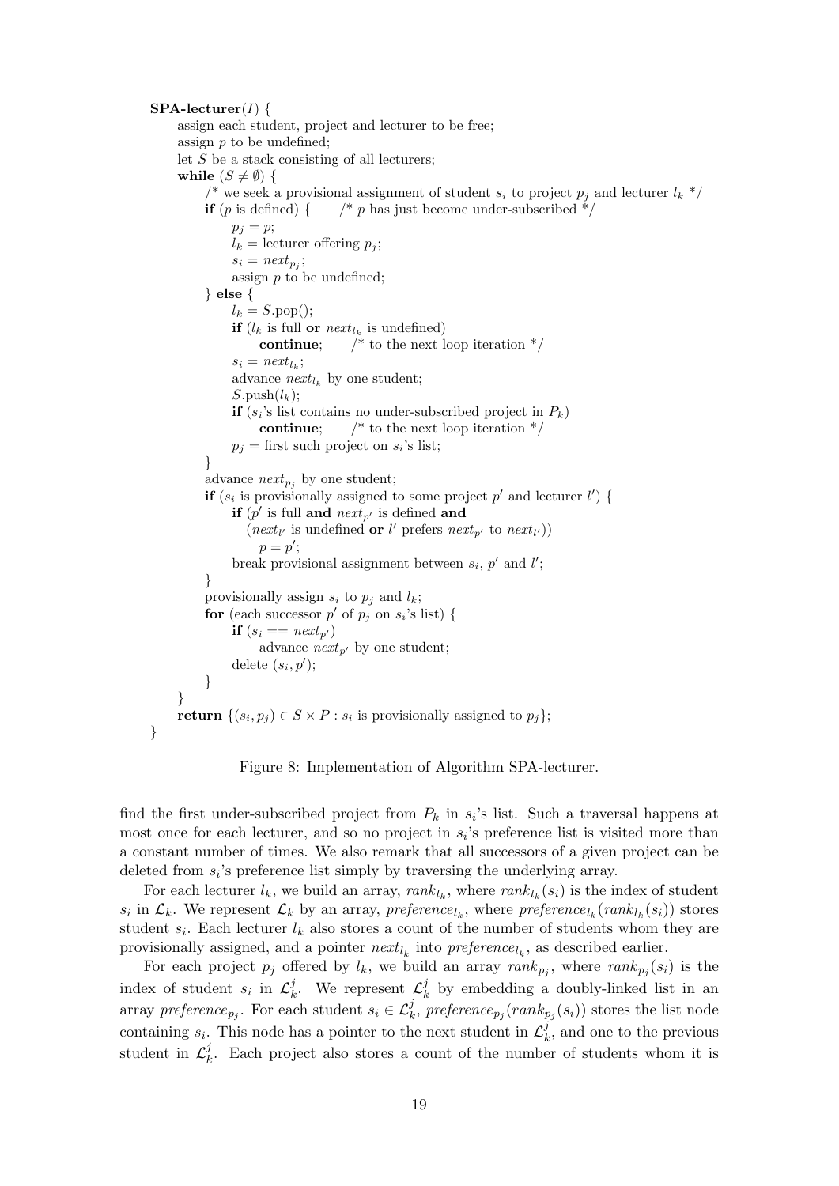```
SPA-lecturer(I) {
    assign each student, project and lecturer to be free;
    assign p to be undefined;
    let S be a stack consisting of all lecturers;
    while (S ≠ ∅) {
        /* we seek a provisional assignment of student s_i to project p_j and lecturer l_k */
        if (p is defined) {      /* p has just become under-subscribed */
            p_j = p;
            l_k = lecturer offering p_j;
            s_i = next_{p_j};
            assign p to be undefined;
        } else {
            l_k = S.pop();
            if (l_k is full or next_{l_k} is undefined)
                continue;      /* to the next loop iteration */
            s_i = next_{l_k};
            advance next_{l_k} by one student;
            S.push(l_k);
            if (s_i's list contains no under-subscribed project in P_k)
                continue;      /* to the next loop iteration */
            p_j = first such project on s_i's list;
        }
        advance next_{p_j} by one student;
        if (s_i is provisionally assigned to some project p' and lecturer l') {
            if (p' is full and next_{p'} is defined and
                (next_{l'} is undefined or l' prefers next_{p'} to next_{l'}))
                p = p';
            break provisional assignment between s_i, p' and l';
        }
        provisionally assign s_i to p_j and l_k;
        for (each successor p' of p_j on s_i's list) {
            if (s_i == next_{p'})
                advance next_{p'} by one student;
            delete (s_i, p');
        }
    }
    return {(s_i, p_j) ∈ S × P : s_i is provisionally assigned to p_j};
}
```

Figure 8: Implementation of Algorithm SPA-lecturer.

find the first under-subscribed project from $P_k$ in $s_i$'s list. Such a traversal happens at most once for each lecturer, and so no project in $s_i$'s preference list is visited more than a constant number of times. We also remark that all successors of a given project can be deleted from $s_i$'s preference list simply by traversing the underlying array.

For each lecturer $l_k$, we build an array, $rank_{l_k}$, where $rank_{l_k}(s_i)$ is the index of student $s_i$ in $\mathcal{L}_k$. We represent $\mathcal{L}_k$ by an array, $preference_{l_k}$, where $preference_{l_k}(rank_{l_k}(s_i))$ stores student $s_i$. Each lecturer $l_k$ also stores a count of the number of students whom they are provisionally assigned, and a pointer $next_{l_k}$ into $preference_{l_k}$, as described earlier.

For each project $p_j$ offered by $l_k$, we build an array $rank_{p_j}$, where $rank_{p_j}(s_i)$ is the index of student $s_i$ in $\mathcal{L}_k^j$. We represent $\mathcal{L}_k^j$ by embedding a doubly-linked list in an array $preference_{p_j}$. For each student $s_i \in \mathcal{L}_k^j$, $preference_{p_j}(rank_{p_j}(s_i))$ stores the list node containing $s_i$. This node has a pointer to the next student in $\mathcal{L}_k^j$, and one to the previous student in $\mathcal{L}_k^j$. Each project also stores a count of the number of students whom it is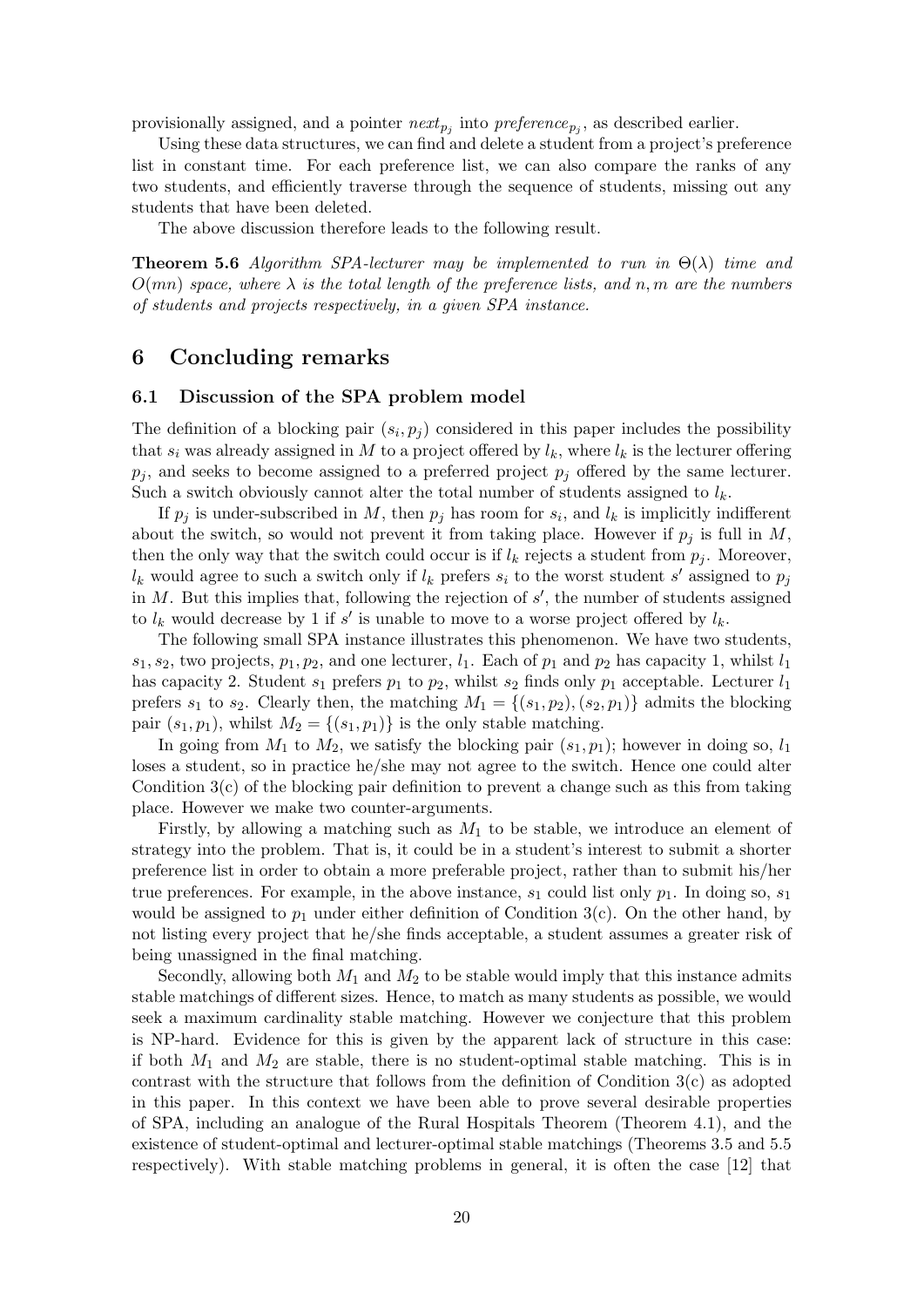provisionally assigned, and a pointer $next_{p_j}$ into $preference_{p_j}$, as described earlier.

Using these data structures, we can find and delete a student from a project's preference list in constant time. For each preference list, we can also compare the ranks of any two students, and efficiently traverse through the sequence of students, missing out any students that have been deleted.

The above discussion therefore leads to the following result.

**Theorem 5.6** *Algorithm SPA-lecturer may be implemented to run in $\Theta(\lambda)$ time and $O(mn)$ space, where $\lambda$ is the total length of the preference lists, and $n, m$ are the numbers of students and projects respectively, in a given SPA instance.*

# 6 Concluding remarks

## 6.1 Discussion of the SPA problem model

The definition of a blocking pair $(s_i, p_j)$ considered in this paper includes the possibility that $s_i$ was already assigned in $M$ to a project offered by $l_k$, where $l_k$ is the lecturer offering $p_j$, and seeks to become assigned to a preferred project $p_j$ offered by the same lecturer. Such a switch obviously cannot alter the total number of students assigned to $l_k$.

If $p_j$ is under-subscribed in $M$, then $p_j$ has room for $s_i$, and $l_k$ is implicitly indifferent about the switch, so would not prevent it from taking place. However if $p_j$ is full in $M$, then the only way that the switch could occur is if $l_k$ rejects a student from $p_j$. Moreover, $l_k$ would agree to such a switch only if $l_k$ prefers $s_i$ to the worst student $s'$ assigned to $p_j$ in $M$. But this implies that, following the rejection of $s'$, the number of students assigned to $l_k$ would decrease by 1 if $s'$ is unable to move to a worse project offered by $l_k$.

The following small SPA instance illustrates this phenomenon. We have two students, $s_1, s_2$, two projects, $p_1, p_2$, and one lecturer, $l_1$. Each of $p_1$ and $p_2$ has capacity 1, whilst $l_1$ has capacity 2. Student $s_1$ prefers $p_1$ to $p_2$, whilst $s_2$ finds only $p_1$ acceptable. Lecturer $l_1$ prefers $s_1$ to $s_2$. Clearly then, the matching $M_1 = \{(s_1, p_2), (s_2, p_1)\}$ admits the blocking pair $(s_1, p_1)$, whilst $M_2 = \{(s_1, p_1)\}$ is the only stable matching.

In going from $M_1$ to $M_2$, we satisfy the blocking pair $(s_1, p_1)$; however in doing so, $l_1$ loses a student, so in practice he/she may not agree to the switch. Hence one could alter Condition 3(c) of the blocking pair definition to prevent a change such as this from taking place. However we make two counter-arguments.

Firstly, by allowing a matching such as $M_1$ to be stable, we introduce an element of strategy into the problem. That is, it could be in a student's interest to submit a shorter preference list in order to obtain a more preferable project, rather than to submit his/her true preferences. For example, in the above instance, $s_1$ could list only $p_1$. In doing so, $s_1$ would be assigned to $p_1$ under either definition of Condition 3(c). On the other hand, by not listing every project that he/she finds acceptable, a student assumes a greater risk of being unassigned in the final matching.

Secondly, allowing both $M_1$ and $M_2$ to be stable would imply that this instance admits stable matchings of different sizes. Hence, to match as many students as possible, we would seek a maximum cardinality stable matching. However we conjecture that this problem is NP-hard. Evidence for this is given by the apparent lack of structure in this case: if both $M_1$ and $M_2$ are stable, there is no student-optimal stable matching. This is in contrast with the structure that follows from the definition of Condition 3(c) as adopted in this paper. In this context we have been able to prove several desirable properties of SPA, including an analogue of the Rural Hospitals Theorem (Theorem 4.1), and the existence of student-optimal and lecturer-optimal stable matchings (Theorems 3.5 and 5.5 respectively). With stable matching problems in general, it is often the case [12] that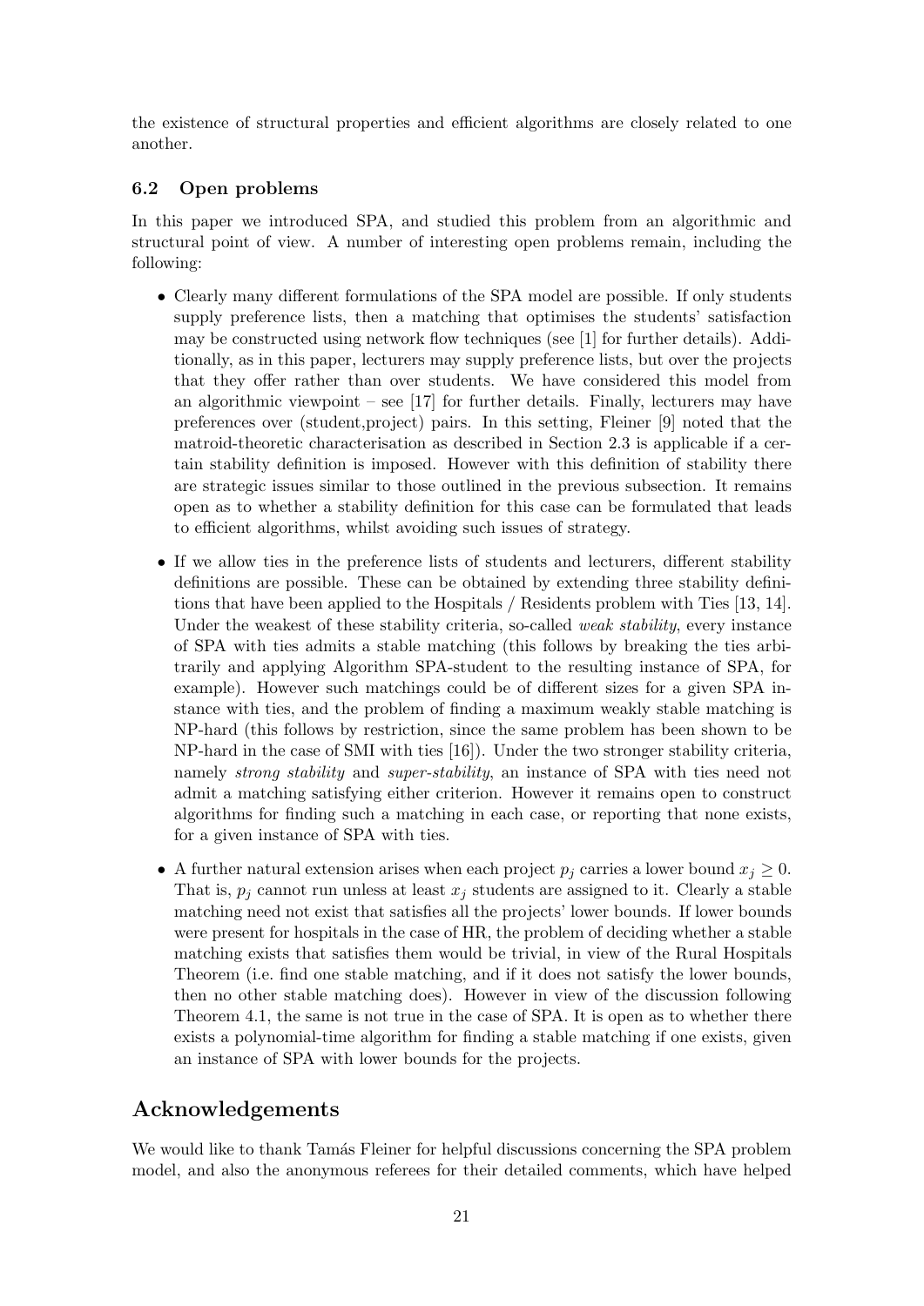the existence of structural properties and efficient algorithms are closely related to one another.

### 6.2 Open problems

In this paper we introduced SPA, and studied this problem from an algorithmic and structural point of view. A number of interesting open problems remain, including the following:

- Clearly many different formulations of the SPA model are possible. If only students supply preference lists, then a matching that optimises the students' satisfaction may be constructed using network flow techniques (see [1] for further details). Additionally, as in this paper, lecturers may supply preference lists, but over the projects that they offer rather than over students. We have considered this model from an algorithmic viewpoint – see [17] for further details. Finally, lecturers may have preferences over (student,project) pairs. In this setting, Fleiner [9] noted that the matroid-theoretic characterisation as described in Section 2.3 is applicable if a certain stability definition is imposed. However with this definition of stability there are strategic issues similar to those outlined in the previous subsection. It remains open as to whether a stability definition for this case can be formulated that leads to efficient algorithms, whilst avoiding such issues of strategy.
- If we allow ties in the preference lists of students and lecturers, different stability definitions are possible. These can be obtained by extending three stability definitions that have been applied to the Hospitals / Residents problem with Ties [13, 14]. Under the weakest of these stability criteria, so-called *weak stability*, every instance of SPA with ties admits a stable matching (this follows by breaking the ties arbitrarily and applying Algorithm SPA-student to the resulting instance of SPA, for example). However such matchings could be of different sizes for a given SPA instance with ties, and the problem of finding a maximum weakly stable matching is NP-hard (this follows by restriction, since the same problem has been shown to be NP-hard in the case of SMI with ties [16]). Under the two stronger stability criteria, namely *strong stability* and *super-stability*, an instance of SPA with ties need not admit a matching satisfying either criterion. However it remains open to construct algorithms for finding such a matching in each case, or reporting that none exists, for a given instance of SPA with ties.
- A further natural extension arises when each project $p_j$ carries a lower bound $x_j \geq 0$. That is, $p_j$ cannot run unless at least $x_j$ students are assigned to it. Clearly a stable matching need not exist that satisfies all the projects' lower bounds. If lower bounds were present for hospitals in the case of HR, the problem of deciding whether a stable matching exists that satisfies them would be trivial, in view of the Rural Hospitals Theorem (i.e. find one stable matching, and if it does not satisfy the lower bounds, then no other stable matching does). However in view of the discussion following Theorem 4.1, the same is not true in the case of SPA. It is open as to whether there exists a polynomial-time algorithm for finding a stable matching if one exists, given an instance of SPA with lower bounds for the projects.

## Acknowledgements

We would like to thank Tamás Fleiner for helpful discussions concerning the SPA problem model, and also the anonymous referees for their detailed comments, which have helped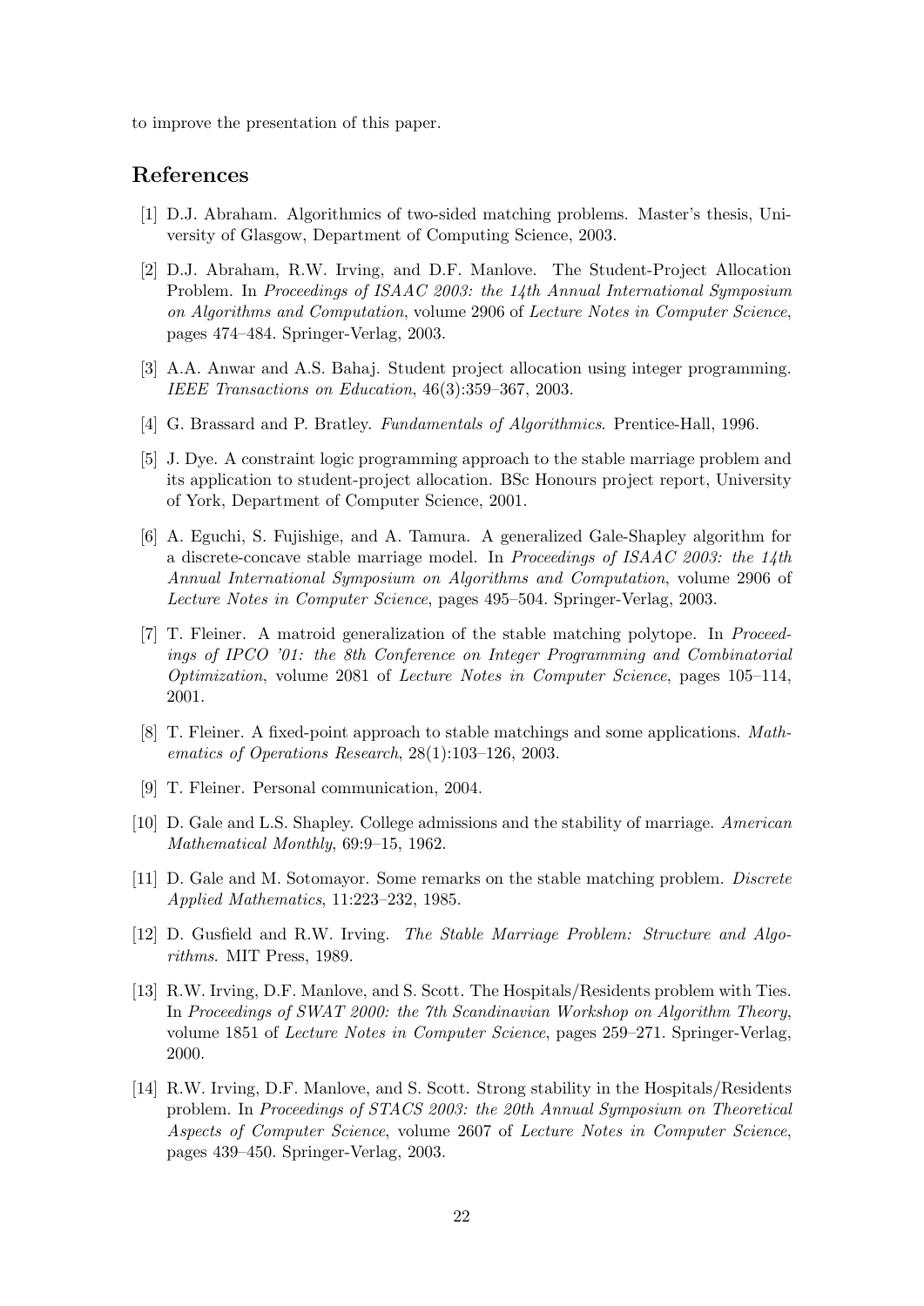to improve the presentation of this paper.

## References

[1] D.J. Abraham. Algorithmics of two-sided matching problems. Master's thesis, University of Glasgow, Department of Computing Science, 2003.

[2] D.J. Abraham, R.W. Irving, and D.F. Manlove. The Student-Project Allocation Problem. In *Proceedings of ISAAC 2003: the 14th Annual International Symposium on Algorithms and Computation*, volume 2906 of *Lecture Notes in Computer Science*, pages 474–484. Springer-Verlag, 2003.

[3] A.A. Anwar and A.S. Bahaj. Student project allocation using integer programming. *IEEE Transactions on Education*, 46(3):359–367, 2003.

[4] G. Brassard and P. Bratley. *Fundamentals of Algorithmics*. Prentice-Hall, 1996.

[5] J. Dye. A constraint logic programming approach to the stable marriage problem and its application to student-project allocation. BSc Honours project report, University of York, Department of Computer Science, 2001.

[6] A. Eguchi, S. Fujishige, and A. Tamura. A generalized Gale-Shapley algorithm for a discrete-concave stable marriage model. In *Proceedings of ISAAC 2003: the 14th Annual International Symposium on Algorithms and Computation*, volume 2906 of *Lecture Notes in Computer Science*, pages 495–504. Springer-Verlag, 2003.

[7] T. Fleiner. A matroid generalization of the stable matching polytope. In *Proceedings of IPCO '01: the 8th Conference on Integer Programming and Combinatorial Optimization*, volume 2081 of *Lecture Notes in Computer Science*, pages 105–114, 2001.

[8] T. Fleiner. A fixed-point approach to stable matchings and some applications. *Mathematics of Operations Research*, 28(1):103–126, 2003.

[9] T. Fleiner. Personal communication, 2004.

[10] D. Gale and L.S. Shapley. College admissions and the stability of marriage. *American Mathematical Monthly*, 69:9–15, 1962.

[11] D. Gale and M. Sotomayor. Some remarks on the stable matching problem. *Discrete Applied Mathematics*, 11:223–232, 1985.

[12] D. Gusfield and R.W. Irving. *The Stable Marriage Problem: Structure and Algorithms*. MIT Press, 1989.

[13] R.W. Irving, D.F. Manlove, and S. Scott. The Hospitals/Residents problem with Ties. In *Proceedings of SWAT 2000: the 7th Scandinavian Workshop on Algorithm Theory*, volume 1851 of *Lecture Notes in Computer Science*, pages 259–271. Springer-Verlag, 2000.

[14] R.W. Irving, D.F. Manlove, and S. Scott. Strong stability in the Hospitals/Residents problem. In *Proceedings of STACS 2003: the 20th Annual Symposium on Theoretical Aspects of Computer Science*, volume 2607 of *Lecture Notes in Computer Science*, pages 439–450. Springer-Verlag, 2003.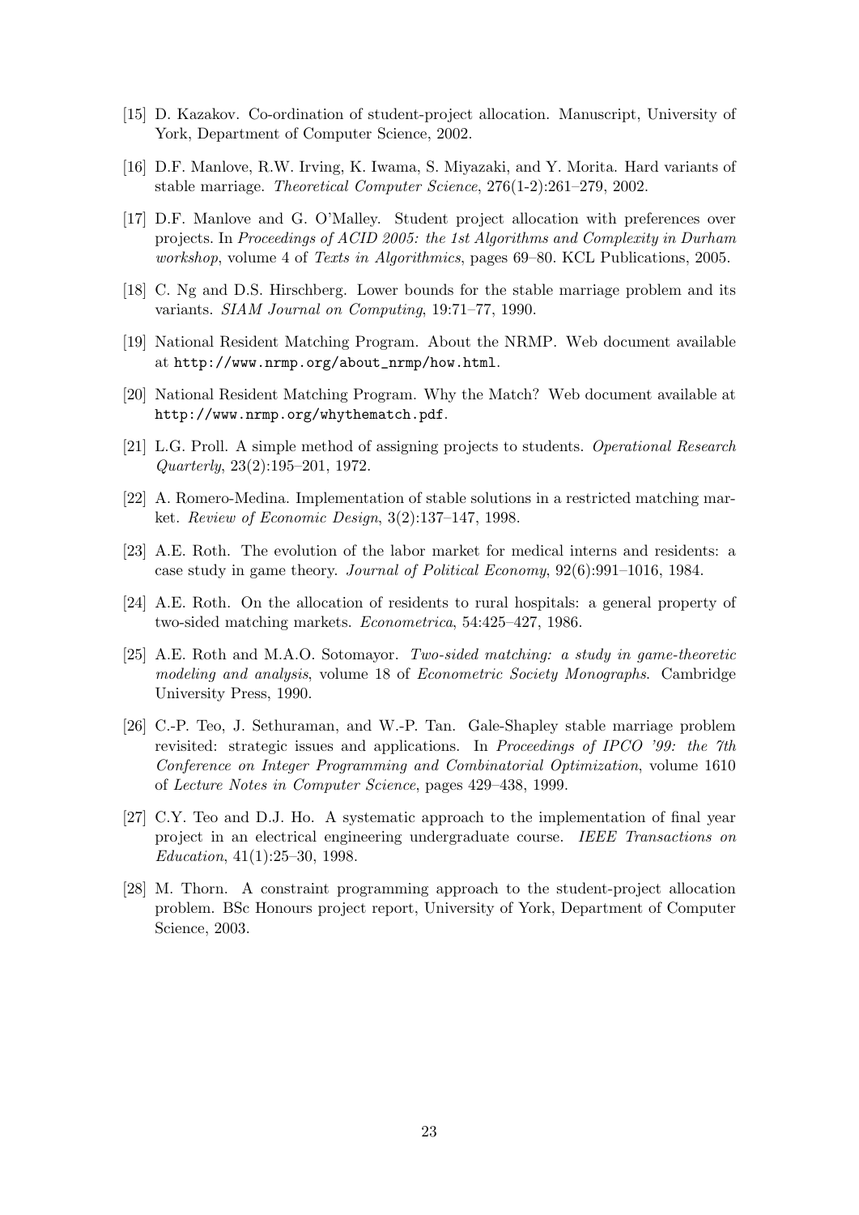[15] D. Kazakov. Co-ordination of student-project allocation. Manuscript, University of York, Department of Computer Science, 2002.

[16] D.F. Manlove, R.W. Irving, K. Iwama, S. Miyazaki, and Y. Morita. Hard variants of stable marriage. *Theoretical Computer Science*, 276(1-2):261–279, 2002.

[17] D.F. Manlove and G. O'Malley. Student project allocation with preferences over projects. In *Proceedings of ACID 2005: the 1st Algorithms and Complexity in Durham workshop*, volume 4 of *Texts in Algorithmics*, pages 69–80. KCL Publications, 2005.

[18] C. Ng and D.S. Hirschberg. Lower bounds for the stable marriage problem and its variants. *SIAM Journal on Computing*, 19:71–77, 1990.

[19] National Resident Matching Program. About the NRMP. Web document available at `http://www.nrmp.org/about_nrmp/how.html`.

[20] National Resident Matching Program. Why the Match? Web document available at `http://www.nrmp.org/whythematch.pdf`.

[21] L.G. Proll. A simple method of assigning projects to students. *Operational Research Quarterly*, 23(2):195–201, 1972.

[22] A. Romero-Medina. Implementation of stable solutions in a restricted matching market. *Review of Economic Design*, 3(2):137–147, 1998.

[23] A.E. Roth. The evolution of the labor market for medical interns and residents: a case study in game theory. *Journal of Political Economy*, 92(6):991–1016, 1984.

[24] A.E. Roth. On the allocation of residents to rural hospitals: a general property of two-sided matching markets. *Econometrica*, 54:425–427, 1986.

[25] A.E. Roth and M.A.O. Sotomayor. *Two-sided matching: a study in game-theoretic modeling and analysis*, volume 18 of *Econometric Society Monographs*. Cambridge University Press, 1990.

[26] C.-P. Teo, J. Sethuraman, and W.-P. Tan. Gale-Shapley stable marriage problem revisited: strategic issues and applications. In *Proceedings of IPCO '99: the 7th Conference on Integer Programming and Combinatorial Optimization*, volume 1610 of *Lecture Notes in Computer Science*, pages 429–438, 1999.

[27] C.Y. Teo and D.J. Ho. A systematic approach to the implementation of final year project in an electrical engineering undergraduate course. *IEEE Transactions on Education*, 41(1):25–30, 1998.

[28] M. Thorn. A constraint programming approach to the student-project allocation problem. BSc Honours project report, University of York, Department of Computer Science, 2003.